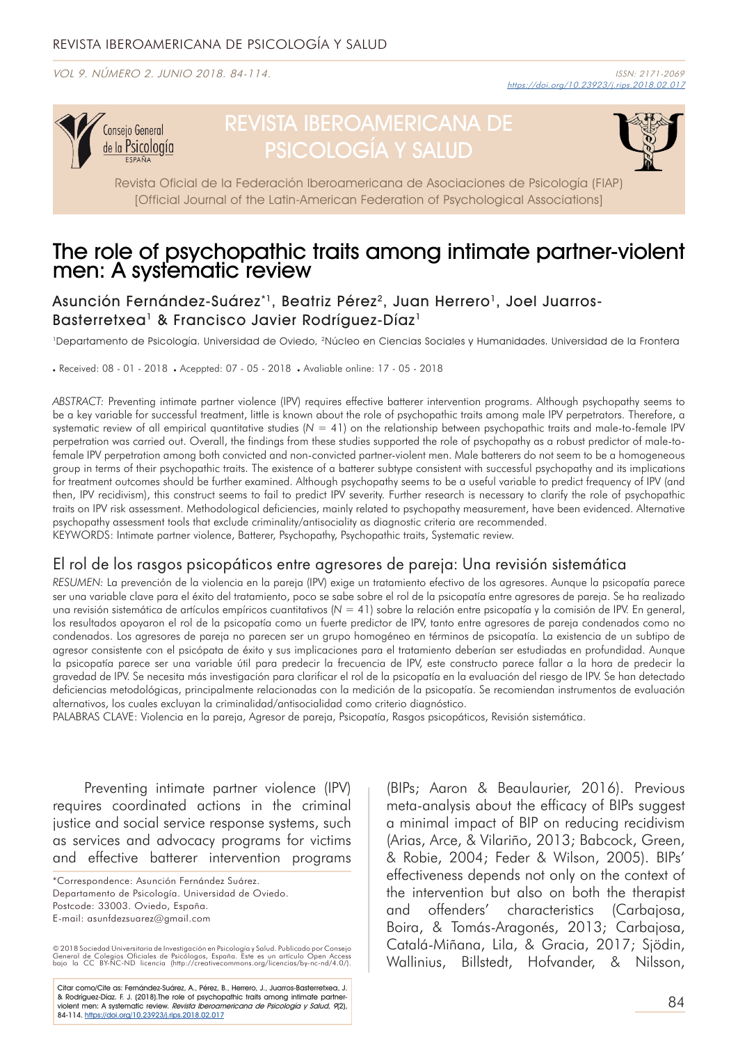# The role of psychopathic traits among intimate partner-violent men: A systematic review

Asunción Fernández-Suárez*[1], Beatriz Pérez[2], Juan Herrero[1], Joel Juarros-Basterretxea[1] & Francisco Javier Rodríguez-Díaz[1]

[1]Departamento de Psicología. Universidad de Oviedo, [2]Núcleo en Ciencias Sociales y Humanidades. Universidad de la Frontera

• Received: 08 - 01 - 2018 • Acepted: 07 - 05 - 2018 • Avaliable online: 17 - 05 - 2018

*ABSTRACT:* Preventing intimate partner violence (IPV) requires effective batterer intervention programs. Although psychopathy seems to be a key variable for successful treatment, little is known about the role of psychopathic traits among male IPV perpetrators. Therefore, a systematic review of all empirical quantitative studies ($N$ = 41) on the relationship between psychopathic traits and male-to-female IPV perpetration was carried out. Overall, the findings from these studies supported the role of psychopathy as a robust predictor of male-to-female IPV perpetration among both convicted and non-convicted partner-violent men. Male batterers do not seem to be a homogeneous group in terms of their psychopathic traits. The existence of a batterer subtype consistent with successful psychopathy and its implications for treatment outcomes should be further examined. Although psychopathy seems to be a useful variable to predict frequency of IPV (and then, IPV recidivism), this construct seems to fail to predict IPV severity. Further research is necessary to clarify the role of psychopathic traits on IPV risk assessment. Methodological deficiencies, mainly related to psychopathy measurement, have been evidenced. Alternative psychopathy assessment tools that exclude criminality/antisociality as diagnostic criteria are recommended.

KEYWORDS: Intimate partner violence, Batterer, Psychopathy, Psychopathic traits, Systematic review.

## El rol de los rasgos psicopáticos entre agresores de pareja: Una revisión sistemática

*RESUMEN:* La prevención de la violencia en la pareja (IPV) exige un tratamiento efectivo de los agresores. Aunque la psicopatía parece ser una variable clave para el éxito del tratamiento, poco se sabe sobre el rol de la psicopatía entre agresores de pareja. Se ha realizado una revisión sistemática de artículos empíricos cuantitativos ($N$ = 41) sobre la relación entre psicopatía y la comisión de IPV. En general, los resultados apoyaron el rol de la psicopatía como un fuerte predictor de IPV, tanto entre agresores de pareja condenados como no condenados. Los agresores de pareja no parecen ser un grupo homogéneo en términos de psicopatía. La existencia de un subtipo de agresor consistente con el psicópata de éxito y sus implicaciones para el tratamiento deberían ser estudiadas en profundidad. Aunque la psicopatía parece ser una variable útil para predecir la frecuencia de IPV, este constructo parece fallar a la hora de predecir la gravedad de IPV. Se necesita más investigación para clarificar el rol de la psicopatía en la evaluación del riesgo de IPV. Se han detectado deficiencias metodológicas, principalmente relacionadas con la medición de la psicopatía. Se recomiendan instrumentos de evaluación alternativos, los cuales excluyan la criminalidad/antisocialidad como criterio diagnóstico.

PALABRAS CLAVE: Violencia en la pareja, Agresor de pareja, Psicopatía, Rasgos psicopáticos, Revisión sistemática.

Preventing intimate partner violence (IPV) requires coordinated actions in the criminal justice and social service response systems, such as services and advocacy programs for victims and effective batterer intervention programs (BIPs; Aaron & Beaulaurier, 2016). Previous meta-analysis about the efficacy of BIPs suggest a minimal impact of BIP on reducing recidivism (Arias, Arce, & Vilariño, 2013; Babcock, Green, & Robie, 2004; Feder & Wilson, 2005). BIPs' effectiveness depends not only on the context of the intervention but also on both the therapist and offenders' characteristics (Carbajosa, Boira, & Tomás-Aragonés, 2013; Carbajosa, Catalá-Miñana, Lila, & Gracia, 2017; Sjödin, Wallinius, Billstedt, Hofvander, & Nilsson,

*Correspondence: Asunción Fernández Suárez. Departamento de Psicología. Universidad de Oviedo. Postcode: 33003. Oviedo, España. E-mail: asunfdezsuarez@gmail.com

© 2018 Sociedad Universitaria de Investigación en Psicología y Salud. Publicado por Consejo General de Colegios Oficiales de Psicólogos, España. Este es un artículo Open Access bajo la CC BY-NC-ND licencia (http://creativecommons.org/licencias/by-nc-nd/4.0/).

Citar como/Cite as: Fernández-Suárez, A., Pérez, B., Herrero, J., Juarros-Basterretxea, J. & Rodríguez-Díaz. F. J. (2018).The role of psychopathic traits among intimate partner-violent men: A systematic review. *Revista Iberoamericana de Psicología y Salud, 9*(2), 84-114. https://doi.org/10.23923/j.rips.2018.02.017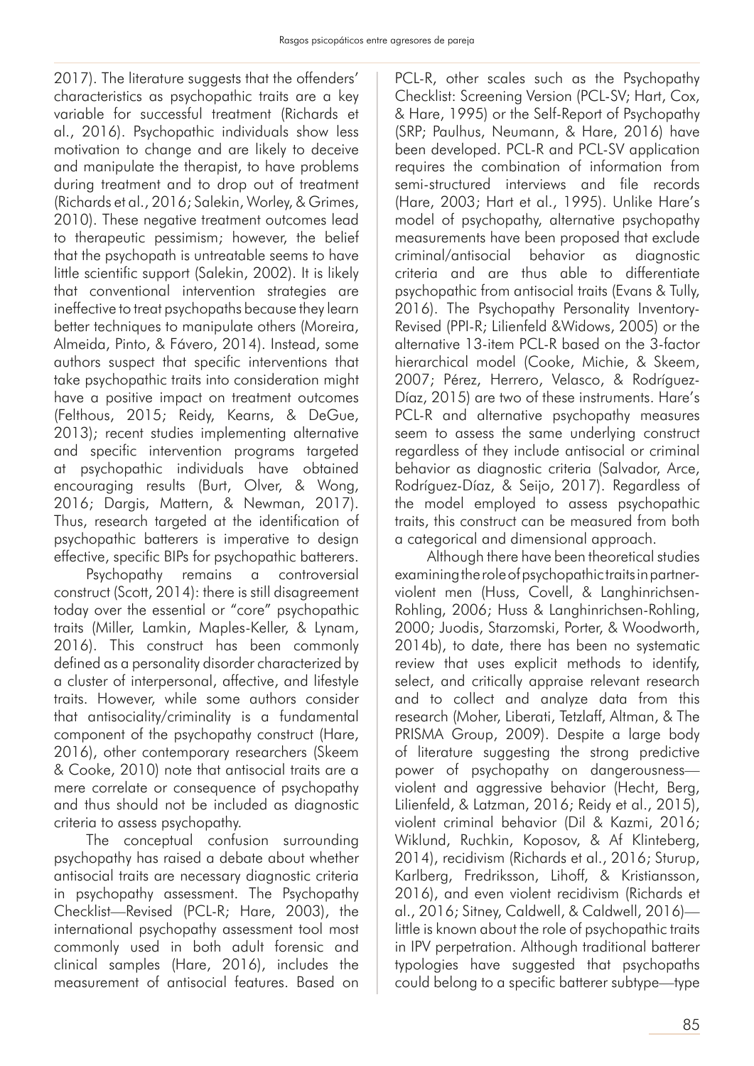2017). The literature suggests that the offenders' characteristics as psychopathic traits are a key variable for successful treatment (Richards et al., 2016). Psychopathic individuals show less motivation to change and are likely to deceive and manipulate the therapist, to have problems during treatment and to drop out of treatment (Richards et al., 2016; Salekin, Worley, & Grimes, 2010). These negative treatment outcomes lead to therapeutic pessimism; however, the belief that the psychopath is untreatable seems to have little scientific support (Salekin, 2002). It is likely that conventional intervention strategies are ineffective to treat psychopaths because they learn better techniques to manipulate others (Moreira, Almeida, Pinto, & Fávero, 2014). Instead, some authors suspect that specific interventions that take psychopathic traits into consideration might have a positive impact on treatment outcomes (Felthous, 2015; Reidy, Kearns, & DeGue, 2013); recent studies implementing alternative and specific intervention programs targeted at psychopathic individuals have obtained encouraging results (Burt, Olver, & Wong, 2016; Dargis, Mattern, & Newman, 2017). Thus, research targeted at the identification of psychopathic batterers is imperative to design effective, specific BIPs for psychopathic batterers.

Psychopathy remains a controversial construct (Scott, 2014): there is still disagreement today over the essential or "core" psychopathic traits (Miller, Lamkin, Maples-Keller, & Lynam, 2016). This construct has been commonly defined as a personality disorder characterized by a cluster of interpersonal, affective, and lifestyle traits. However, while some authors consider that antisociality/criminality is a fundamental component of the psychopathy construct (Hare, 2016), other contemporary researchers (Skeem & Cooke, 2010) note that antisocial traits are a mere correlate or consequence of psychopathy and thus should not be included as diagnostic criteria to assess psychopathy.

The conceptual confusion surrounding psychopathy has raised a debate about whether antisocial traits are necessary diagnostic criteria in psychopathy assessment. The Psychopathy Checklist—Revised (PCL-R; Hare, 2003), the international psychopathy assessment tool most commonly used in both adult forensic and clinical samples (Hare, 2016), includes the measurement of antisocial features. Based on PCL-R, other scales such as the Psychopathy Checklist: Screening Version (PCL-SV; Hart, Cox, & Hare, 1995) or the Self-Report of Psychopathy (SRP; Paulhus, Neumann, & Hare, 2016) have been developed. PCL-R and PCL-SV application requires the combination of information from semi-structured interviews and file records (Hare, 2003; Hart et al., 1995). Unlike Hare's model of psychopathy, alternative psychopathy measurements have been proposed that exclude criminal/antisocial behavior as diagnostic criteria and are thus able to differentiate psychopathic from antisocial traits (Evans & Tully, 2016). The Psychopathy Personality Inventory-Revised (PPI-R; Lilienfeld &Widows, 2005) or the alternative 13-item PCL-R based on the 3-factor hierarchical model (Cooke, Michie, & Skeem, 2007; Pérez, Herrero, Velasco, & Rodríguez-Díaz, 2015) are two of these instruments. Hare's PCL-R and alternative psychopathy measures seem to assess the same underlying construct regardless of they include antisocial or criminal behavior as diagnostic criteria (Salvador, Arce, Rodríguez-Díaz, & Seijo, 2017). Regardless of the model employed to assess psychopathic traits, this construct can be measured from both a categorical and dimensional approach.

Although there have been theoretical studies examining the role of psychopathic traits in partner-violent men (Huss, Covell, & Langhinrichsen-Rohling, 2006; Huss & Langhinrichsen-Rohling, 2000; Juodis, Starzomski, Porter, & Woodworth, 2014b), to date, there has been no systematic review that uses explicit methods to identify, select, and critically appraise relevant research and to collect and analyze data from this research (Moher, Liberati, Tetzlaff, Altman, & The PRISMA Group, 2009). Despite a large body of literature suggesting the strong predictive power of psychopathy on dangerousness—violent and aggressive behavior (Hecht, Berg, Lilienfeld, & Latzman, 2016; Reidy et al., 2015), violent criminal behavior (Dil & Kazmi, 2016; Wiklund, Ruchkin, Koposov, & Af Klinteberg, 2014), recidivism (Richards et al., 2016; Sturup, Karlberg, Fredriksson, Lihoff, & Kristiansson, 2016), and even violent recidivism (Richards et al., 2016; Sitney, Caldwell, & Caldwell, 2016)—little is known about the role of psychopathic traits in IPV perpetration. Although traditional batterer typologies have suggested that psychopaths could belong to a specific batterer subtype—type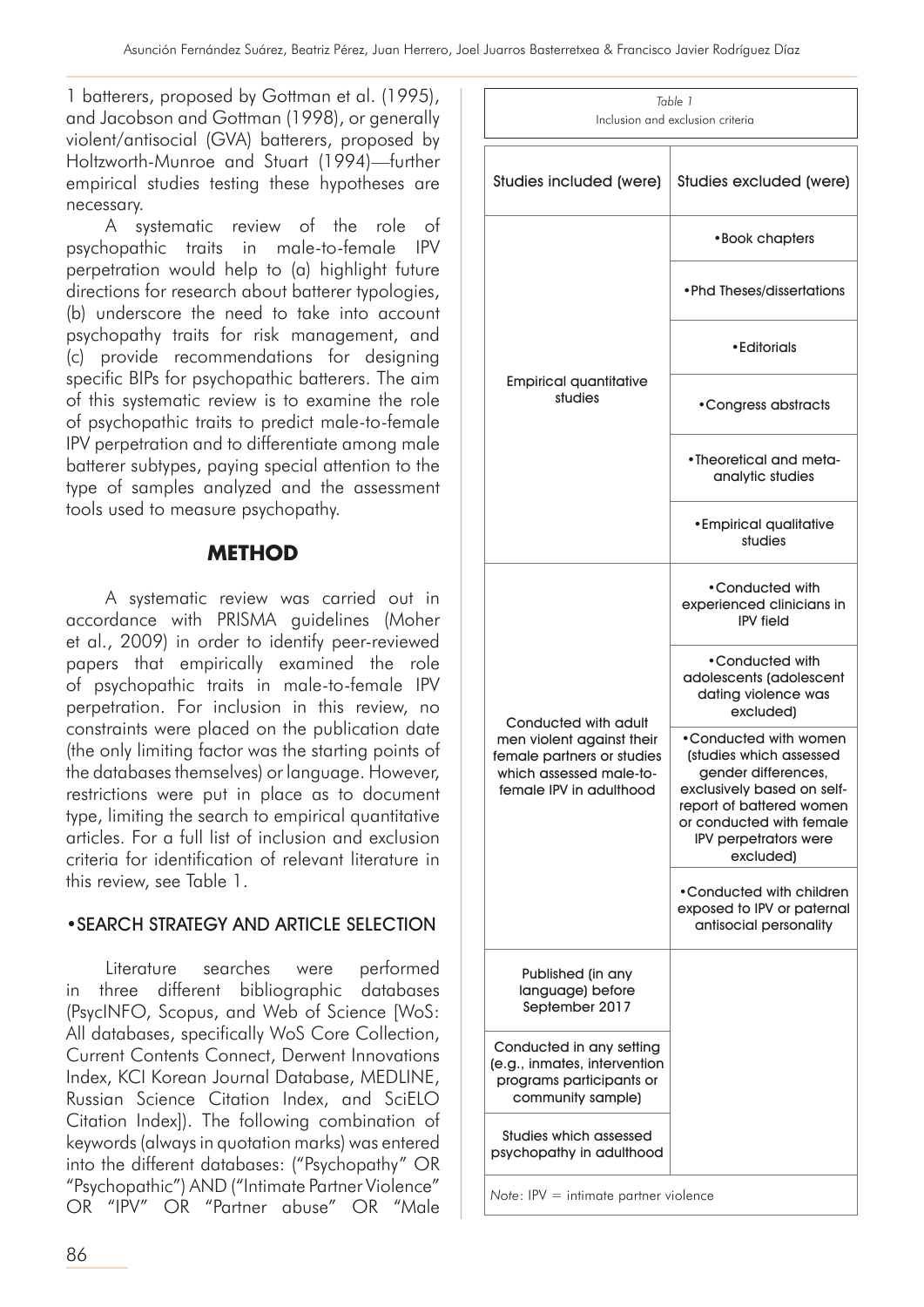1 batterers, proposed by Gottman et al. (1995), and Jacobson and Gottman (1998), or generally violent/antisocial (GVA) batterers, proposed by Holtzworth-Munroe and Stuart (1994)—further empirical studies testing these hypotheses are necessary.

A systematic review of the role of psychopathic traits in male-to-female IPV perpetration would help to (a) highlight future directions for research about batterer typologies, (b) underscore the need to take into account psychopathy traits for risk management, and (c) provide recommendations for designing specific BIPs for psychopathic batterers. The aim of this systematic review is to examine the role of psychopathic traits to predict male-to-female IPV perpetration and to differentiate among male batterer subtypes, paying special attention to the type of samples analyzed and the assessment tools used to measure psychopathy.

## METHOD

A systematic review was carried out in accordance with PRISMA guidelines (Moher et al., 2009) in order to identify peer-reviewed papers that empirically examined the role of psychopathic traits in male-to-female IPV perpetration. For inclusion in this review, no constraints were placed on the publication date (the only limiting factor was the starting points of the databases themselves) or language. However, restrictions were put in place as to document type, limiting the search to empirical quantitative articles. For a full list of inclusion and exclusion criteria for identification of relevant literature in this review, see Table 1.

*Table 1*
Inclusion and exclusion criteria

| Studies included (were) | Studies excluded (were) |
|---|---|
| Empirical quantitative studies | •Book chapters<br>•Phd Theses/dissertations<br>•Editorials<br>•Congress abstracts<br>•Theoretical and meta-analytic studies<br>•Empirical qualitative studies |
| Conducted with adult men violent against their female partners or studies which assessed male-to-female IPV in adulthood | •Conducted with experienced clinicians in IPV field<br>•Conducted with adolescents (adolescent dating violence was excluded)<br>•Conducted with women (studies which assessed gender differences, exclusively based on self-report of battered women or conducted with female IPV perpetrators were excluded)<br>•Conducted with children exposed to IPV or paternal antisocial personality |
| Published (in any language) before September 2017 | |
| Conducted in any setting (e.g., inmates, intervention programs participants or community sample) | |
| Studies which assessed psychopathy in adulthood | |

*Note*: IPV = intimate partner violence

### •SEARCH STRATEGY AND ARTICLE SELECTION

Literature searches were performed in three different bibliographic databases (PsycINFO, Scopus, and Web of Science [WoS: All databases, specifically WoS Core Collection, Current Contents Connect, Derwent Innovations Index, KCI Korean Journal Database, MEDLINE, Russian Science Citation Index, and SciELO Citation Index]). The following combination of keywords (always in quotation marks) was entered into the different databases: ("Psychopathy" OR "Psychopathic") AND ("Intimate Partner Violence" OR "IPV" OR "Partner abuse" OR "Male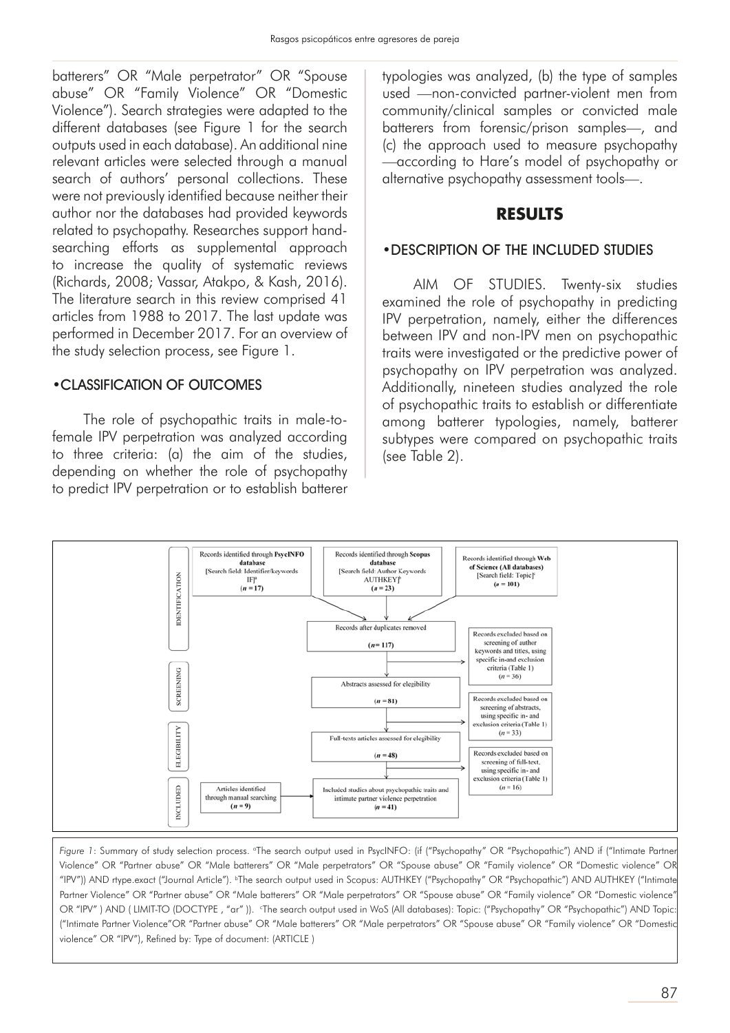batterers" OR "Male perpetrator" OR "Spouse abuse" OR "Family Violence" OR "Domestic Violence"). Search strategies were adapted to the different databases (see Figure 1 for the search outputs used in each database). An additional nine relevant articles were selected through a manual search of authors' personal collections. These were not previously identified because neither their author nor the databases had provided keywords related to psychopathy. Researches support hand-searching efforts as supplemental approach to increase the quality of systematic reviews (Richards, 2008; Vassar, Atakpo, & Kash, 2016). The literature search in this review comprised 41 articles from 1988 to 2017. The last update was performed in December 2017. For an overview of the study selection process, see Figure 1.

### •CLASSIFICATION OF OUTCOMES

The role of psychopathic traits in male-to-female IPV perpetration was analyzed according to three criteria: (a) the aim of the studies, depending on whether the role of psychopathy to predict IPV perpetration or to establish batterer typologies was analyzed, (b) the type of samples used —non-convicted partner-violent men from community/clinical samples or convicted male batterers from forensic/prison samples—, and (c) the approach used to measure psychopathy —according to Hare's model of psychopathy or alternative psychopathy assessment tools—.

## RESULTS

### •DESCRIPTION OF THE INCLUDED STUDIES

AIM OF STUDIES. Twenty-six studies examined the role of psychopathy in predicting IPV perpetration, namely, either the differences between IPV and non-IPV men on psychopathic traits were investigated or the predictive power of psychopathy on IPV perpetration was analyzed. Additionally, nineteen studies analyzed the role of psychopathic traits to establish or differentiate among batterer typologies, namely, batterer subtypes were compared on psychopathic traits (see Table 2).

IDENTIFICATION
- Records identified through **PsycINFO** database [Search field: Identifier/keywords IF][a] (***n* = 17**)
- Records identified through **Scopus** database [Search field: Author Keywords AUTHKEY][b] (***n* = 23**)
- Records identified through **Web of Science (All databases)** [Search field: Topic][c] (***n* = 101**)
- Records after duplicates removed (***n* = 117**)
- Records excluded based on screening of author keywords and titles, using specific in-and exclusion criteria (Table 1) (*n* = 36)

SCREENING
- Abstracts assessed for elegibility (***n* = 81**)
- Records excluded based on screening of abstracts, using specific in- and exclusion criteria (Table 1) (*n* = 33)

ELEGIBILITY
- Full-texts articles assessed for elegibility (***n* = 48**)
- Records excluded based on screening of full-text, using specific in- and exclusion criteria (Table 1) (*n* = 16)

INCLUDED
- Articles identified through manual searching (***n* = 9**)
- Included studies about psychopathic traits and intimate partner violence perpetration (***n* = 41**)

*Figure 1*: Summary of study selection process. [a]The search output used in PsycINFO: (if ("Psychopathy" OR "Psychopathic") AND if ("Intimate Partner Violence" OR "Partner abuse" OR "Male batterers" OR "Male perpetrators" OR "Spouse abuse" OR "Family violence" OR "Domestic violence" OR "IPV")) AND rtype.exact ("Journal Article"). [b]The search output used in Scopus: AUTHKEY ("Psychopathy" OR "Psychopathic") AND AUTHKEY ("Intimate Partner Violence" OR "Partner abuse" OR "Male batterers" OR "Male perpetrators" OR "Spouse abuse" OR "Family violence" OR "Domestic violence" OR "IPV" ) AND ( LIMIT-TO (DOCTYPE , "ar" )). [c]The search output used in WoS (All databases): Topic: ("Psychopathy" OR "Psychopathic") AND Topic: ("Intimate Partner Violence"OR "Partner abuse" OR "Male batterers" OR "Male perpetrators" OR "Spouse abuse" OR "Family violence" OR "Domestic violence" OR "IPV"), Refined by: Type of document: (ARTICLE )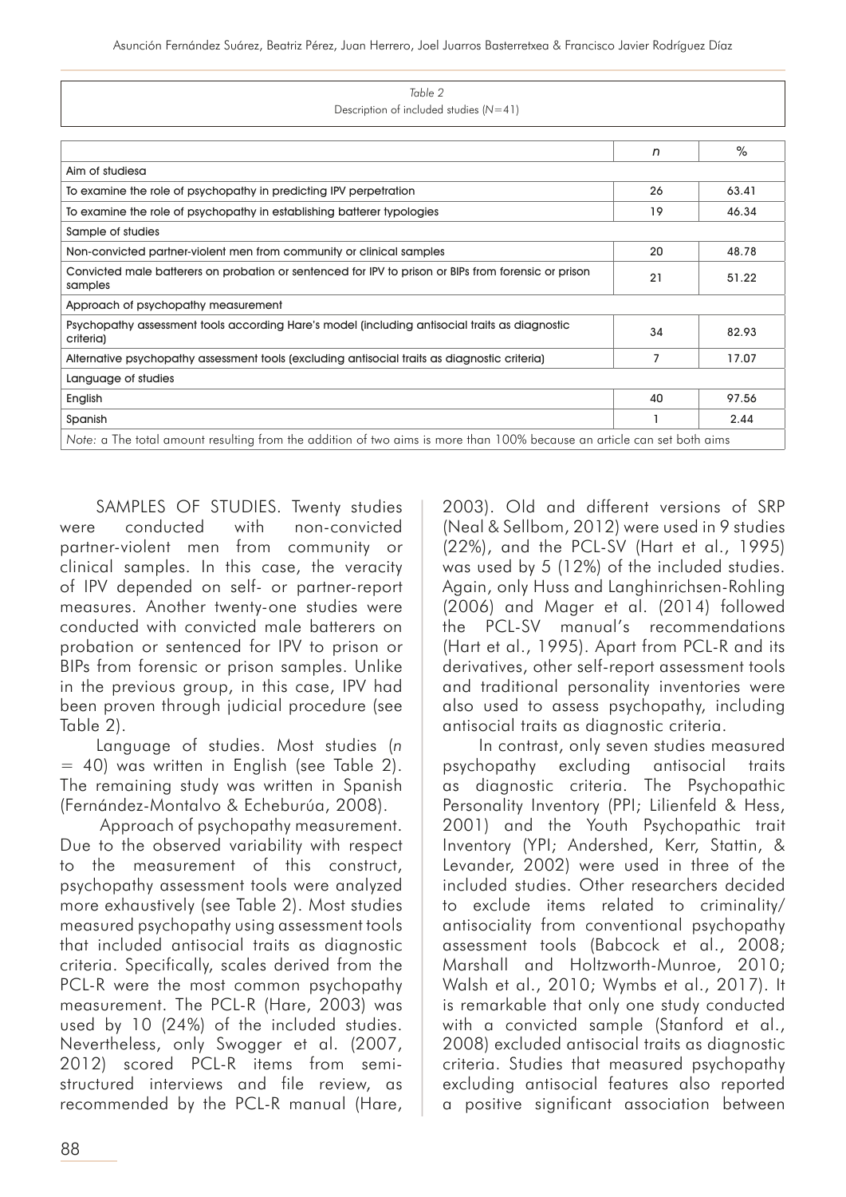*Table 2*
Description of included studies (*N*=41)

| | *n* | % |
|---|---|---|
| Aim of studiesa | | |
| To examine the role of psychopathy in predicting IPV perpetration | 26 | 63.41 |
| To examine the role of psychopathy in establishing batterer typologies | 19 | 46.34 |
| Sample of studies | | |
| Non-convicted partner-violent men from community or clinical samples | 20 | 48.78 |
| Convicted male batterers on probation or sentenced for IPV to prison or BIPs from forensic or prison samples | 21 | 51.22 |
| Approach of psychopathy measurement | | |
| Psychopathy assessment tools according Hare's model (including antisocial traits as diagnostic criteria) | 34 | 82.93 |
| Alternative psychopathy assessment tools (excluding antisocial traits as diagnostic criteria) | 7 | 17.07 |
| Language of studies | | |
| English | 40 | 97.56 |
| Spanish | 1 | 2.44 |

*Note:* a The total amount resulting from the addition of two aims is more than 100% because an article can set both aims

SAMPLES OF STUDIES. Twenty studies were conducted with non-convicted partner-violent men from community or clinical samples. In this case, the veracity of IPV depended on self- or partner-report measures. Another twenty-one studies were conducted with convicted male batterers on probation or sentenced for IPV to prison or BIPs from forensic or prison samples. Unlike in the previous group, in this case, IPV had been proven through judicial procedure (see Table 2).

Language of studies. Most studies (*n* = 40) was written in English (see Table 2). The remaining study was written in Spanish (Fernández-Montalvo & Echeburúa, 2008).

Approach of psychopathy measurement. Due to the observed variability with respect to the measurement of this construct, psychopathy assessment tools were analyzed more exhaustively (see Table 2). Most studies measured psychopathy using assessment tools that included antisocial traits as diagnostic criteria. Specifically, scales derived from the PCL-R were the most common psychopathy measurement. The PCL-R (Hare, 2003) was used by 10 (24%) of the included studies. Nevertheless, only Swogger et al. (2007, 2012) scored PCL-R items from semi-structured interviews and file review, as recommended by the PCL-R manual (Hare, 2003). Old and different versions of SRP (Neal & Sellbom, 2012) were used in 9 studies (22%), and the PCL-SV (Hart et al., 1995) was used by 5 (12%) of the included studies. Again, only Huss and Langhinrichsen-Rohling (2006) and Mager et al. (2014) followed the PCL-SV manual's recommendations (Hart et al., 1995). Apart from PCL-R and its derivatives, other self-report assessment tools and traditional personality inventories were also used to assess psychopathy, including antisocial traits as diagnostic criteria.

In contrast, only seven studies measured psychopathy excluding antisocial traits as diagnostic criteria. The Psychopathic Personality Inventory (PPI; Lilienfeld & Hess, 2001) and the Youth Psychopathic trait Inventory (YPI; Andershed, Kerr, Stattin, & Levander, 2002) were used in three of the included studies. Other researchers decided to exclude items related to criminality/antisociality from conventional psychopathy assessment tools (Babcock et al., 2008; Marshall and Holtzworth-Munroe, 2010; Walsh et al., 2010; Wymbs et al., 2017). It is remarkable that only one study conducted with a convicted sample (Stanford et al., 2008) excluded antisocial traits as diagnostic criteria. Studies that measured psychopathy excluding antisocial features also reported a positive significant association between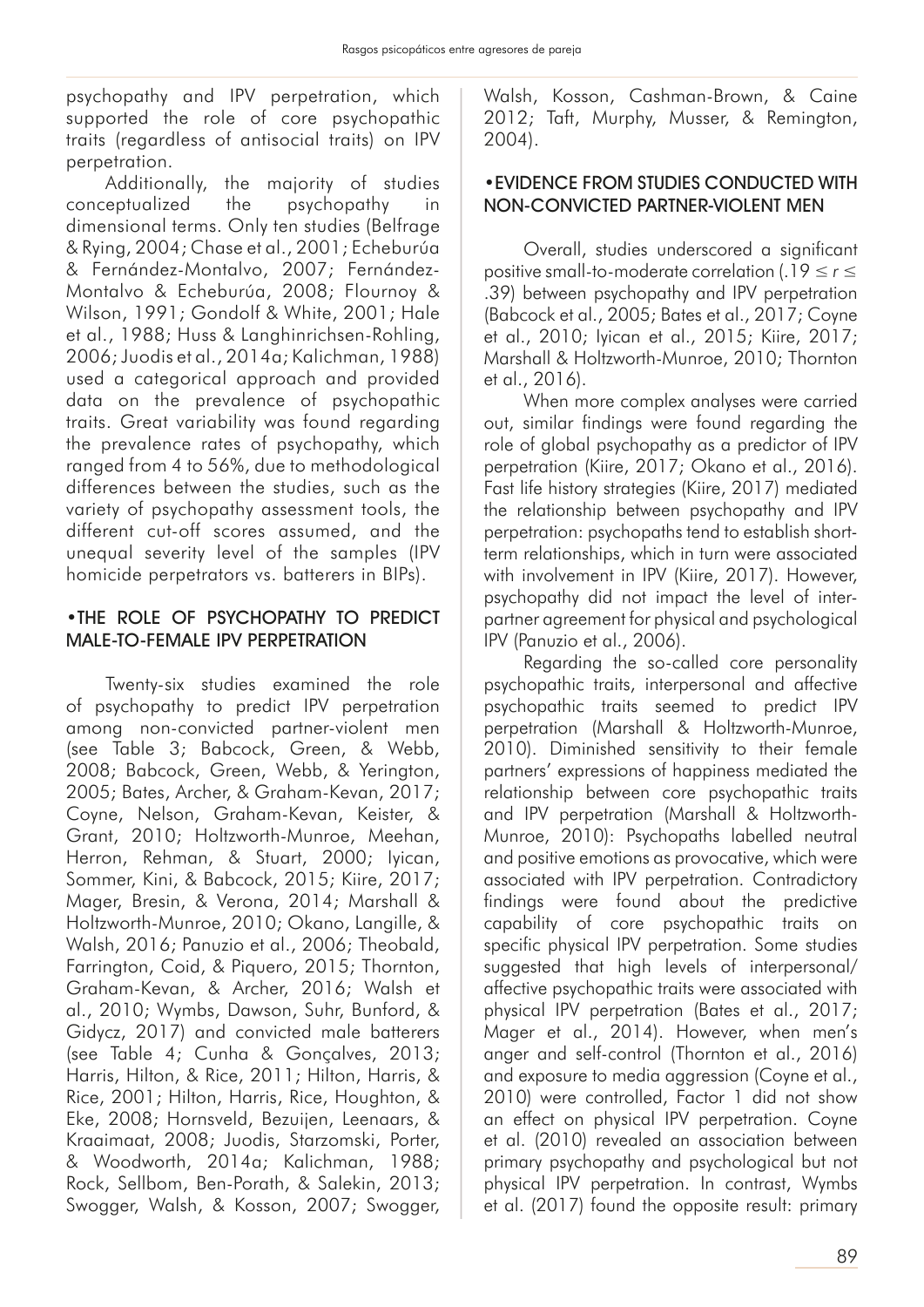psychopathy and IPV perpetration, which supported the role of core psychopathic traits (regardless of antisocial traits) on IPV perpetration.

Additionally, the majority of studies conceptualized the psychopathy in dimensional terms. Only ten studies (Belfrage & Rying, 2004; Chase et al., 2001; Echeburúa & Fernández-Montalvo, 2007; Fernández-Montalvo & Echeburúa, 2008; Flournoy & Wilson, 1991; Gondolf & White, 2001; Hale et al., 1988; Huss & Langhinrichsen-Rohling, 2006; Juodis et al., 2014a; Kalichman, 1988) used a categorical approach and provided data on the prevalence of psychopathic traits. Great variability was found regarding the prevalence rates of psychopathy, which ranged from 4 to 56%, due to methodological differences between the studies, such as the variety of psychopathy assessment tools, the different cut-off scores assumed, and the unequal severity level of the samples (IPV homicide perpetrators vs. batterers in BIPs).

## •THE ROLE OF PSYCHOPATHY TO PREDICT MALE-TO-FEMALE IPV PERPETRATION

Twenty-six studies examined the role of psychopathy to predict IPV perpetration among non-convicted partner-violent men (see Table 3; Babcock, Green, & Webb, 2008; Babcock, Green, Webb, & Yerington, 2005; Bates, Archer, & Graham-Kevan, 2017; Coyne, Nelson, Graham-Kevan, Keister, & Grant, 2010; Holtzworth-Munroe, Meehan, Herron, Rehman, & Stuart, 2000; Iyican, Sommer, Kini, & Babcock, 2015; Kiire, 2017; Mager, Bresin, & Verona, 2014; Marshall & Holtzworth-Munroe, 2010; Okano, Langille, & Walsh, 2016; Panuzio et al., 2006; Theobald, Farrington, Coid, & Piquero, 2015; Thornton, Graham-Kevan, & Archer, 2016; Walsh et al., 2010; Wymbs, Dawson, Suhr, Bunford, & Gidycz, 2017) and convicted male batterers (see Table 4; Cunha & Gonçalves, 2013; Harris, Hilton, & Rice, 2011; Hilton, Harris, & Rice, 2001; Hilton, Harris, Rice, Houghton, & Eke, 2008; Hornsveld, Bezuijen, Leenaars, & Kraaimaat, 2008; Juodis, Starzomski, Porter, & Woodworth, 2014a; Kalichman, 1988; Rock, Sellbom, Ben-Porath, & Salekin, 2013; Swogger, Walsh, & Kosson, 2007; Swogger, Walsh, Kosson, Cashman-Brown, & Caine 2012; Taft, Murphy, Musser, & Remington, 2004).

## •EVIDENCE FROM STUDIES CONDUCTED WITH NON-CONVICTED PARTNER-VIOLENT MEN

Overall, studies underscored a significant positive small-to-moderate correlation ($.19 \leq r \leq .39$) between psychopathy and IPV perpetration (Babcock et al., 2005; Bates et al., 2017; Coyne et al., 2010; Iyican et al., 2015; Kiire, 2017; Marshall & Holtzworth-Munroe, 2010; Thornton et al., 2016).

When more complex analyses were carried out, similar findings were found regarding the role of global psychopathy as a predictor of IPV perpetration (Kiire, 2017; Okano et al., 2016). Fast life history strategies (Kiire, 2017) mediated the relationship between psychopathy and IPV perpetration: psychopaths tend to establish short-term relationships, which in turn were associated with involvement in IPV (Kiire, 2017). However, psychopathy did not impact the level of inter-partner agreement for physical and psychological IPV (Panuzio et al., 2006).

Regarding the so-called core personality psychopathic traits, interpersonal and affective psychopathic traits seemed to predict IPV perpetration (Marshall & Holtzworth-Munroe, 2010). Diminished sensitivity to their female partners' expressions of happiness mediated the relationship between core psychopathic traits and IPV perpetration (Marshall & Holtzworth-Munroe, 2010): Psychopaths labelled neutral and positive emotions as provocative, which were associated with IPV perpetration. Contradictory findings were found about the predictive capability of core psychopathic traits on specific physical IPV perpetration. Some studies suggested that high levels of interpersonal/affective psychopathic traits were associated with physical IPV perpetration (Bates et al., 2017; Mager et al., 2014). However, when men's anger and self-control (Thornton et al., 2016) and exposure to media aggression (Coyne et al., 2010) were controlled, Factor 1 did not show an effect on physical IPV perpetration. Coyne et al. (2010) revealed an association between primary psychopathy and psychological but not physical IPV perpetration. In contrast, Wymbs et al. (2017) found the opposite result: primary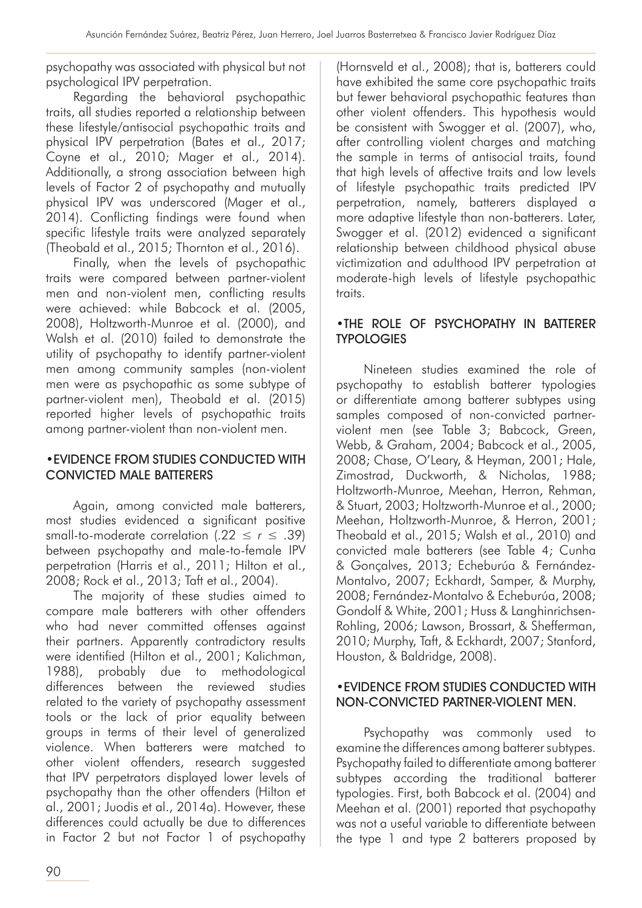psychopathy was associated with physical but not psychological IPV perpetration.

Regarding the behavioral psychopathic traits, all studies reported a relationship between these lifestyle/antisocial psychopathic traits and physical IPV perpetration (Bates et al., 2017; Coyne et al., 2010; Mager et al., 2014). Additionally, a strong association between high levels of Factor 2 of psychopathy and mutually physical IPV was underscored (Mager et al., 2014). Conflicting findings were found when specific lifestyle traits were analyzed separately (Theobald et al., 2015; Thornton et al., 2016).

Finally, when the levels of psychopathic traits were compared between partner-violent men and non-violent men, conflicting results were achieved: while Babcock et al. (2005, 2008), Holtzworth-Munroe et al. (2000), and Walsh et al. (2010) failed to demonstrate the utility of psychopathy to identify partner-violent men among community samples (non-violent men were as psychopathic as some subtype of partner-violent men), Theobald et al. (2015) reported higher levels of psychopathic traits among partner-violent than non-violent men.

## •EVIDENCE FROM STUDIES CONDUCTED WITH CONVICTED MALE BATTERERS

Again, among convicted male batterers, most studies evidenced a significant positive small-to-moderate correlation ($.22 \leq r \leq .39$) between psychopathy and male-to-female IPV perpetration (Harris et al., 2011; Hilton et al., 2008; Rock et al., 2013; Taft et al., 2004).

The majority of these studies aimed to compare male batterers with other offenders who had never committed offenses against their partners. Apparently contradictory results were identified (Hilton et al., 2001; Kalichman, 1988), probably due to methodological differences between the reviewed studies related to the variety of psychopathy assessment tools or the lack of prior equality between groups in terms of their level of generalized violence. When batterers were matched to other violent offenders, research suggested that IPV perpetrators displayed lower levels of psychopathy than the other offenders (Hilton et al., 2001; Juodis et al., 2014a). However, these differences could actually be due to differences in Factor 2 but not Factor 1 of psychopathy (Hornsveld et al., 2008); that is, batterers could have exhibited the same core psychopathic traits but fewer behavioral psychopathic features than other violent offenders. This hypothesis would be consistent with Swogger et al. (2007), who, after controlling violent charges and matching the sample in terms of antisocial traits, found that high levels of affective traits and low levels of lifestyle psychopathic traits predicted IPV perpetration, namely, batterers displayed a more adaptive lifestyle than non-batterers. Later, Swogger et al. (2012) evidenced a significant relationship between childhood physical abuse victimization and adulthood IPV perpetration at moderate-high levels of lifestyle psychopathic traits.

## •THE ROLE OF PSYCHOPATHY IN BATTERER TYPOLOGIES

Nineteen studies examined the role of psychopathy to establish batterer typologies or differentiate among batterer subtypes using samples composed of non-convicted partner-violent men (see Table 3; Babcock, Green, Webb, & Graham, 2004; Babcock et al., 2005, 2008; Chase, O'Leary, & Heyman, 2001; Hale, Zimostrad, Duckworth, & Nicholas, 1988; Holtzworth-Munroe, Meehan, Herron, Rehman, & Stuart, 2003; Holtzworth-Munroe et al., 2000; Meehan, Holtzworth-Munroe, & Herron, 2001; Theobald et al., 2015; Walsh et al., 2010) and convicted male batterers (see Table 4; Cunha & Gonçalves, 2013; Echeburúa & Fernández-Montalvo, 2007; Eckhardt, Samper, & Murphy, 2008; Fernández-Montalvo & Echeburúa, 2008; Gondolf & White, 2001; Huss & Langhinrichsen-Rohling, 2006; Lawson, Brossart, & Shefferman, 2010; Murphy, Taft, & Eckhardt, 2007; Stanford, Houston, & Baldridge, 2008).

## •EVIDENCE FROM STUDIES CONDUCTED WITH NON-CONVICTED PARTNER-VIOLENT MEN.

Psychopathy was commonly used to examine the differences among batterer subtypes. Psychopathy failed to differentiate among batterer subtypes according the traditional batterer typologies. First, both Babcock et al. (2004) and Meehan et al. (2001) reported that psychopathy was not a useful variable to differentiate between the type 1 and type 2 batterers proposed by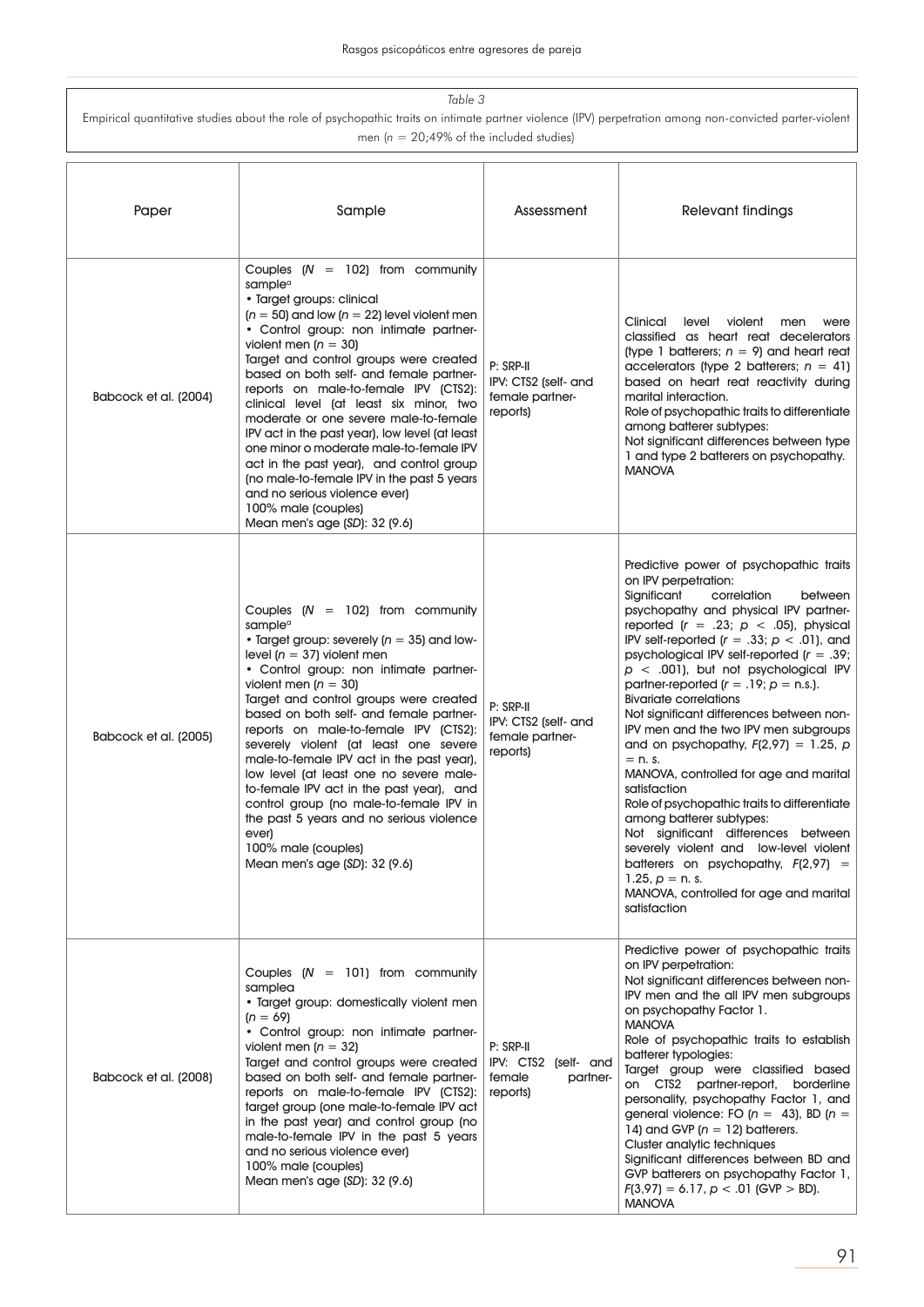*Table 3*
Empirical quantitative studies about the role of psychopathic traits on intimate partner violence (IPV) perpetration among non-convicted parter-violent men ($n$ = 20;49% of the included studies)

| Paper | Sample | Assessment | Relevant findings |
|---|---|---|---|
| Babcock et al. (2004) | Couples ($N$ = 102) from community sample[a]<br>• Target groups: clinical ($n$ = 50) and low ($n$ = 22) level violent men<br>• Control group: non intimate partner-violent men ($n$ = 30)<br>Target and control groups were created based on both self- and female partner-reports on male-to-female IPV (CTS2): clinical level (at least six minor, two moderate or one severe male-to-female IPV act in the past year), low level (at least one minor o moderate male-to-female IPV act in the past year), and control group (no male-to-female IPV in the past 5 years and no serious violence ever)<br>100% male (couples)<br>Mean men's age ($SD$): 32 (9.6) | P: SRP-II<br>IPV: CTS2 (self- and female partner-reports) | Clinical level violent men were classified as heart reat decelerators (type 1 batterers; $n$ = 9) and heart reat accelerators (type 2 batterers; $n$ = 41) based on heart reat reactivity during marital interaction.<br>Role of psychopathic traits to differentiate among batterer subtypes:<br>Not significant differences between type 1 and type 2 batterers on psychopathy.<br>MANOVA |
| Babcock et al. (2005) | Couples ($N$ = 102) from community sample[a]<br>• Target group: severely ($n$ = 35) and low-level ($n$ = 37) violent men<br>• Control group: non intimate partner-violent men ($n$ = 30)<br>Target and control groups were created based on both self- and female partner-reports on male-to-female IPV (CTS2): severely violent (at least one severe male-to-female IPV act in the past year), low level (at least one no severe male-to-female IPV act in the past year), and control group (no male-to-female IPV in the past 5 years and no serious violence ever)<br>100% male (couples)<br>Mean men's age ($SD$): 32 (9.6) | P: SRP-II<br>IPV: CTS2 (self- and female partner-reports) | Predictive power of psychopathic traits on IPV perpetration:<br>Significant correlation between psychopathy and physical IPV partner-reported ($r$ = .23; $p$ < .05), physical IPV self-reported ($r$ = .33; $p$ < .01), and psychological IPV self-reported ($r$ = .39; $p$ < .001), but not psychological IPV partner-reported ($r$ = .19; $p$ = n.s.).<br>Bivariate correlations<br>Not significant differences between non-IPV men and the two IPV men subgroups and on psychopathy, $F(2,97)$ = 1.25, $p$ = n. s.<br>MANOVA, controlled for age and marital satisfaction<br>Role of psychopathic traits to differentiate among batterer subtypes:<br>Not significant differences between severely violent and low-level violent batterers on psychopathy, $F(2,97)$ = 1.25, $p$ = n. s.<br>MANOVA, controlled for age and marital satisfaction |
| Babcock et al. (2008) | Couples ($N$ = 101) from community samplea<br>• Target group: domestically violent men ($n$ = 69)<br>• Control group: non intimate partner-violent men ($n$ = 32)<br>Target and control groups were created based on both self- and female partner-reports on male-to-female IPV (CTS2): target group (one male-to-female IPV act in the past year) and control group (no male-to-female IPV in the past 5 years and no serious violence ever)<br>100% male (couples)<br>Mean men's age ($SD$): 32 (9.6) | P: SRP-II<br>IPV: CTS2 (self- and female partner-reports) | Predictive power of psychopathic traits on IPV perpetration:<br>Not significant differences between non-IPV men and the all IPV men subgroups on psychopathy Factor 1.<br>MANOVA<br>Role of psychopathic traits to establish batterer typologies:<br>Target group were classified based on CTS2 partner-report, borderline personality, psychopathy Factor 1, and general violence: FO ($n$ = 43), BD ($n$ = 14) and GVP ($n$ = 12) batterers.<br>Cluster analytic techniques<br>Significant differences between BD and GVP batterers on psychopathy Factor 1, $F(3,97)$ = 6.17, $p$ < .01 (GVP > BD).<br>MANOVA |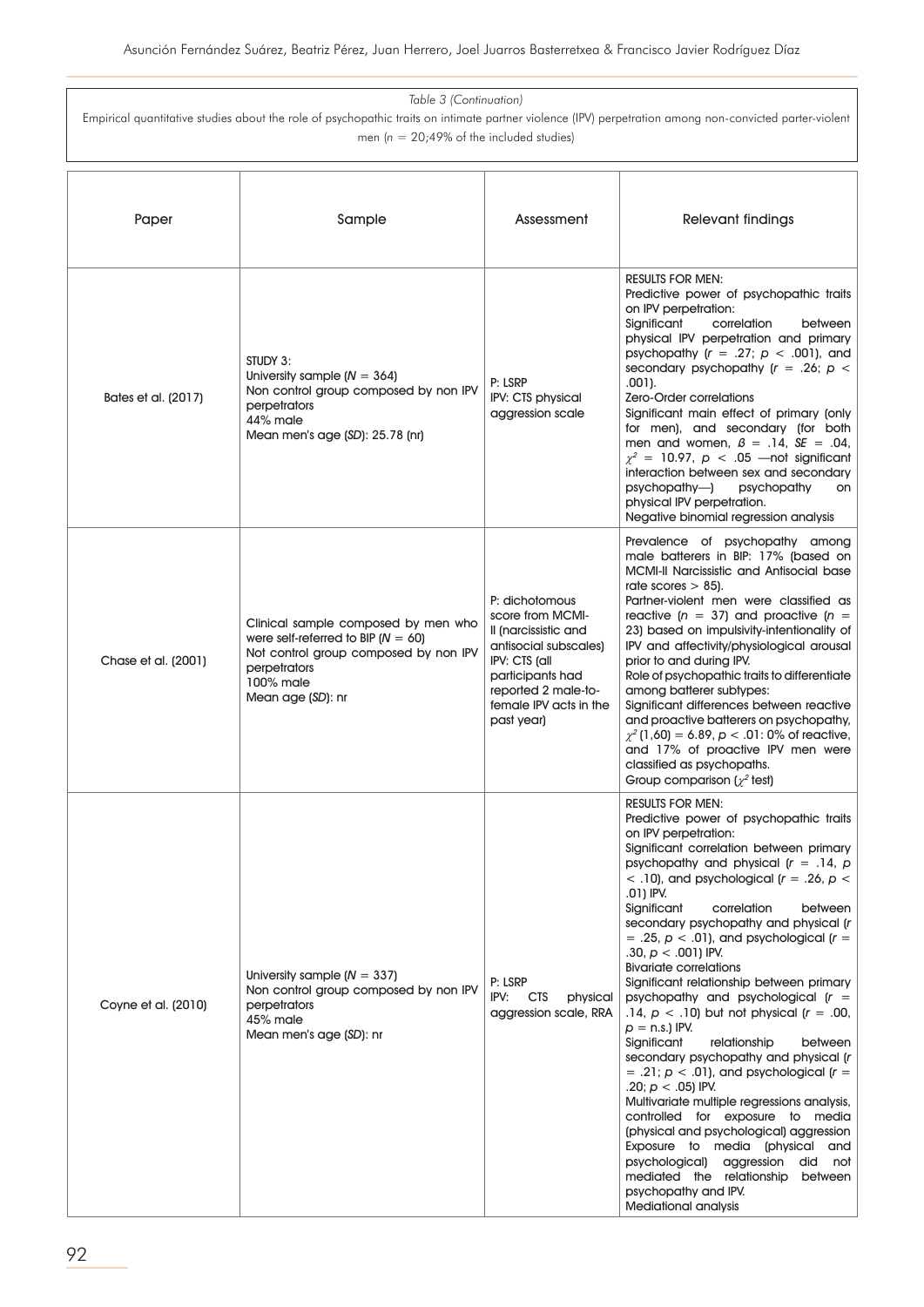*Table 3 (Continuation)*

Empirical quantitative studies about the role of psychopathic traits on intimate partner violence (IPV) perpetration among non-convicted parter-violent men ($n$ = 20;49% of the included studies)

| Paper | Sample | Assessment | Relevant findings |
|---|---|---|---|
| Bates et al. (2017) | STUDY 3:<br>University sample ($N$ = 364)<br>Non control group composed by non IPV perpetrators<br>44% male<br>Mean men's age (*SD*): 25.78 (nr) | P: LSRP<br>IPV: CTS physical aggression scale | RESULTS FOR MEN:<br>Predictive power of psychopathic traits on IPV perpetration:<br>Significant correlation between physical IPV perpetration and primary psychopathy ($r$ = .27; $p$ < .001), and secondary psychopathy ($r$ = .26; $p$ < .001).<br>Zero-Order correlations<br>Significant main effect of primary (only for men), and secondary (for both men and women, $\beta$ = .14, $SE$ = .04, $\chi^2$ = 10.97, $p$ < .05 —not significant interaction between sex and secondary psychopathy—) psychopathy on physical IPV perpetration.<br>Negative binomial regression analysis |
| Chase et al. (2001) | Clinical sample composed by men who were self-referred to BIP ($N$ = 60)<br>Not control group composed by non IPV perpetrators<br>100% male<br>Mean age (*SD*): nr | P: dichotomous score from MCMI-II (narcissistic and antisocial subscales)<br>IPV: CTS (all participants had reported 2 male-to-female IPV acts in the past year) | Prevalence of psychopathy among male batterers in BIP: 17% (based on MCMI-II Narcissistic and Antisocial base rate scores > 85).<br>Partner-violent men were classified as reactive ($n$ = 37) and proactive ($n$ = 23) based on impulsivity-intentionality of IPV and affectivity/physiological arousal prior to and during IPV.<br>Role of psychopathic traits to differentiate among batterer subtypes:<br>Significant differences between reactive and proactive batterers on psychopathy, $\chi^2$(1,60) = 6.89, $p$ < .01: 0% of reactive, and 17% of proactive IPV men were classified as psychopaths.<br>Group comparison ($\chi^2$ test) |
| Coyne et al. (2010) | University sample ($N$ = 337)<br>Non control group composed by non IPV perpetrators<br>45% male<br>Mean men's age (*SD*): nr | P: LSRP<br>IPV: CTS physical aggression scale, RRA | RESULTS FOR MEN:<br>Predictive power of psychopathic traits on IPV perpetration:<br>Significant correlation between primary psychopathy and physical ($r$ = .14, $p$ < .10), and psychological ($r$ = .26, $p$ < .01) IPV.<br>Significant correlation between secondary psychopathy and physical ($r$ = .25, $p$ < .01), and psychological ($r$ = .30, $p$ < .001) IPV.<br>Bivariate correlations<br>Significant relationship between primary psychopathy and psychological ($r$ = .14, $p$ < .10) but not physical ($r$ = .00, $p$ = n.s.) IPV.<br>Significant relationship between secondary psychopathy and physical ($r$ = .21; $p$ < .01), and psychological ($r$ = .20; $p$ < .05) IPV.<br>Multivariate multiple regressions analysis, controlled for exposure to media (physical and psychological) aggression<br>Exposure to media (physical and psychological) aggression did not mediated the relationship between psychopathy and IPV.<br>Mediational analysis |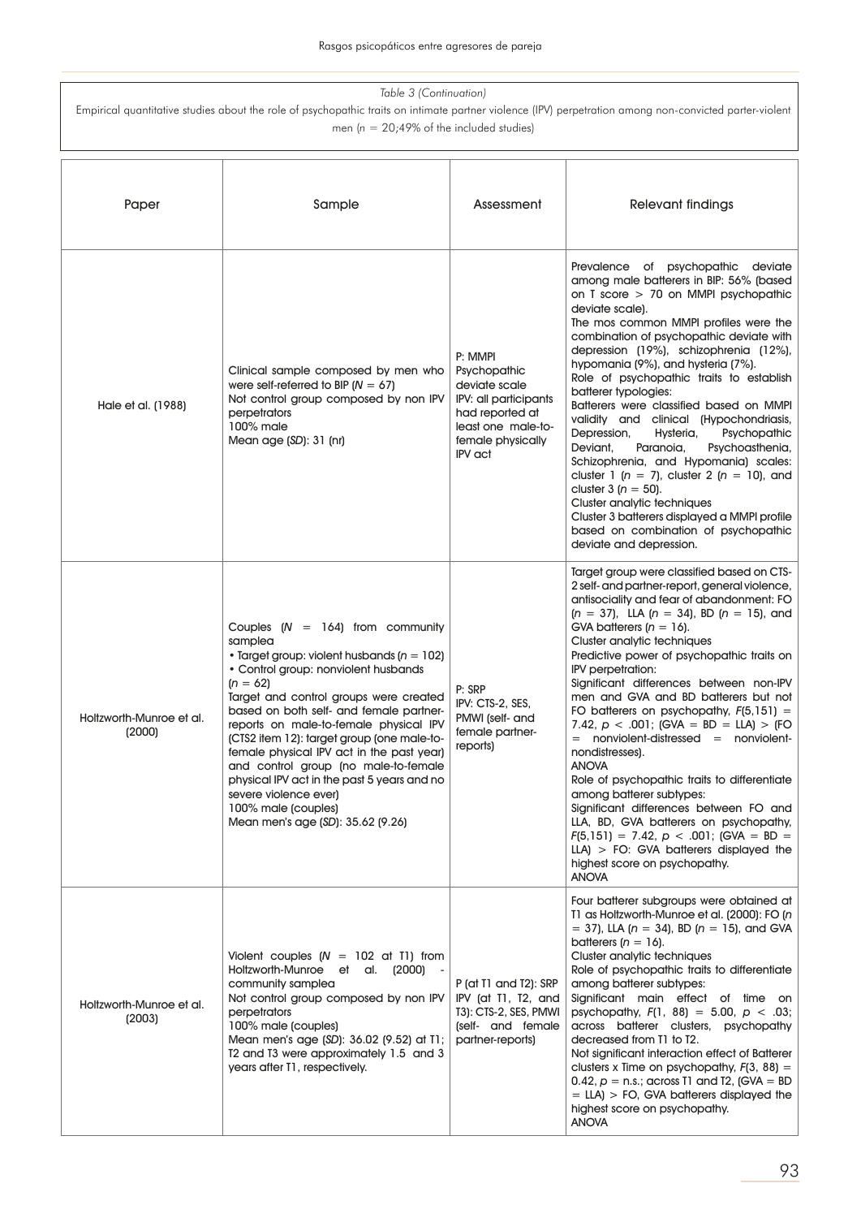*Table 3 (Continuation)*

Empirical quantitative studies about the role of psychopathic traits on intimate partner violence (IPV) perpetration among non-convicted parter-violent men ($n = 20$;49% of the included studies)

| Paper | Sample | Assessment | Relevant findings |
|---|---|---|---|
| Hale et al. (1988) | Clinical sample composed by men who were self-referred to BIP ($N = 67$)<br>Not control group composed by non IPV perpetrators<br>100% male<br>Mean age (*SD*): 31 (nr) | P: MMPI Psychopathic deviate scale<br>IPV: all participants had reported at least one male-to-female physically IPV act | Prevalence of psychopathic deviate among male batterers in BIP: 56% (based on T score > 70 on MMPI psychopathic deviate scale).<br>The mos common MMPI profiles were the combination of psychopathic deviate with depression (19%), schizophrenia (12%), hypomania (9%), and hysteria (7%).<br>Role of psychopathic traits to establish batterer typologies:<br>Batterers were classified based on MMPI validity and clinical (Hypochondriasis, Depression, Hysteria, Psychopathic Deviant, Paranoia, Psychoasthenia, Schizophrenia, and Hypomania) scales: cluster 1 ($n = 7$), cluster 2 ($n = 10$), and cluster 3 ($n = 50$).<br>Cluster analytic techniques<br>Cluster 3 batterers displayed a MMPI profile based on combination of psychopathic deviate and depression. |
| Holtzworth-Munroe et al. (2000) | Couples ($N = 164$) from community samplea<br>• Target group: violent husbands ($n = 102$)<br>• Control group: nonviolent husbands ($n = 62$)<br>Target and control groups were created based on both self- and female partner-reports on male-to-female physical IPV (CTS2 item 12): target group (one male-to-female physical IPV act in the past year) and control group (no male-to-female physical IPV act in the past 5 years and no severe violence ever)<br>100% male (couples)<br>Mean men's age (*SD*): 35.62 (9.26) | P: SRP<br>IPV: CTS-2, SES, PMWI (self- and female partner-reports) | Target group were classified based on CTS-2 self- and partner-report, general violence, antisociality and fear of abandonment: FO ($n = 37$), LLA ($n = 34$), BD ($n = 15$), and GVA batterers ($n = 16$).<br>Cluster analytic techniques<br>Predictive power of psychopathic traits on IPV perpetration:<br>Significant differences between non-IPV men and GVA and BD batterers but not FO batterers on psychopathy, $F(5,151) = 7.42$, $p < .001$; (GVA = BD = LLA) > (FO = nonviolent-distressed = nonviolent-nondistresses).<br>ANOVA<br>Role of psychopathic traits to differentiate among batterer subtypes:<br>Significant differences between FO and LLA, BD, GVA batterers on psychopathy, $F(5,151) = 7.42$, $p < .001$; (GVA = BD = LLA) > FO: GVA batterers displayed the highest score on psychopathy.<br>ANOVA |
| Holtzworth-Munroe et al. (2003) | Violent couples ($N = 102$ at T1) from Holtzworth-Munroe et al. (2000) - community samplea<br>Not control group composed by non IPV perpetrators<br>100% male (couples)<br>Mean men's age (*SD*): 36.02 (9.52) at T1; T2 and T3 were approximately 1.5 and 3 years after T1, respectively. | P (at T1 and T2): SRP<br>IPV (at T1, T2, and T3): CTS-2, SES, PMWI (self- and female partner-reports) | Four batterer subgroups were obtained at T1 as Holtzworth-Munroe et al. (2000): FO ($n = 37$), LLA ($n = 34$), BD ($n = 15$), and GVA batterers ($n = 16$).<br>Cluster analytic techniques<br>Role of psychopathic traits to differentiate among batterer subtypes:<br>Significant main effect of time on psychopathy, $F(1, 88) = 5.00$, $p < .03$; across batterer clusters, psychopathy decreased from T1 to T2.<br>Not significant interaction effect of Batterer clusters x Time on psychopathy, $F(3, 88) = 0.42$, $p$ = n.s.; across T1 and T2, (GVA = BD = LLA) > FO, GVA batterers displayed the highest score on psychopathy.<br>ANOVA |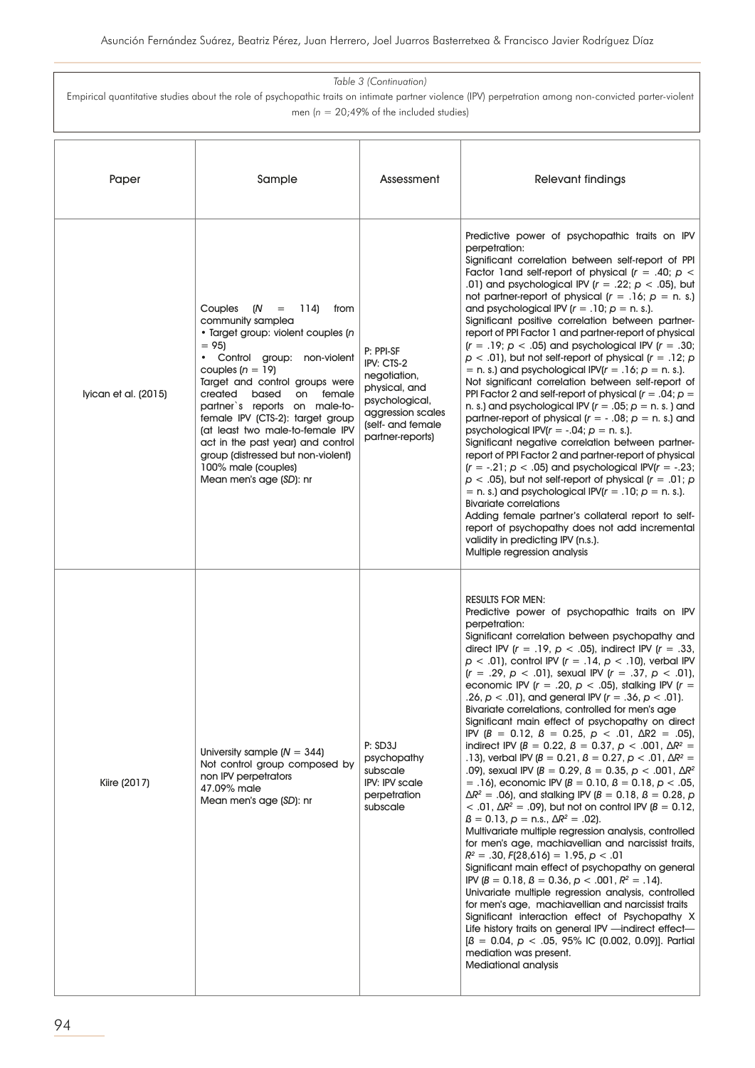*Table 3 (Continuation)*

Empirical quantitative studies about the role of psychopathic traits on intimate partner violence (IPV) perpetration among non-convicted parter-violent men ($n$ = 20;49% of the included studies)

| Paper | Sample | Assessment | Relevant findings |
|---|---|---|---|
| Iyican et al. (2015) | Couples ($N$ = 114) from community samplea<br>• Target group: violent couples ($n$ = 95)<br>• Control group: non-violent couples ($n$ = 19)<br>Target and control groups were created based on female partner`s reports on male-to-female IPV (CTS-2): target group (at least two male-to-female IPV act in the past year) and control group (distressed but non-violent)<br>100% male (couples)<br>Mean men's age ($SD$): nr | P: PPI-SF<br>IPV: CTS-2 negotiation, physical, and psychological, aggression scales (self- and female partner-reports) | Predictive power of psychopathic traits on IPV perpetration:<br>Significant correlation between self-report of PPI Factor 1and self-report of physical ($r$ = .40; $p$ < .01) and psychological IPV ($r$ = .22; $p$ < .05), but not partner-report of physical ($r$ = .16; $p$ = n. s.) and psychological IPV ($r$ = .10; $p$ = n. s.).<br>Significant positive correlation between partner-report of PPI Factor 1 and partner-report of physical ($r$ = .19; $p$ < .05) and psychological IPV ($r$ = .30; $p$ < .01), but not self-report of physical ($r$ = .12; $p$ = n. s.) and psychological IPV($r$ = .16; $p$ = n. s.).<br>Not significant correlation between self-report of PPI Factor 2 and self-report of physical ($r$ = .04; $p$ = n. s.) and psychological IPV ($r$ = .05; $p$ = n. s. ) and partner-report of physical ($r$ = - .08; $p$ = n. s.) and psychological IPV($r$ = -.04; $p$ = n. s.).<br>Significant negative correlation between partner-report of PPI Factor 2 and partner-report of physical ($r$ = -.21; $p$ < .05) and psychological IPV($r$ = -.23; $p$ < .05), but not self-report of physical ($r$ = .01; $p$ = n. s.) and psychological IPV($r$ = .10; $p$ = n. s.).<br>Bivariate correlations<br>Adding female partner's collateral report to self-report of psychopathy does not add incremental validity in predicting IPV (n.s.).<br>Multiple regression analysis |
| Kiire (2017) | University sample ($N$ = 344)<br>Not control group composed by non IPV perpetrators<br>47.09% male<br>Mean men's age ($SD$): nr | P: SD3J psychopathy subscale<br>IPV: IPV scale perpetration subscale | RESULTS FOR MEN:<br>Predictive power of psychopathic traits on IPV perpetration:<br>Significant correlation between psychopathy and direct IPV ($r$ = .19, $p$ < .05), indirect IPV ($r$ = .33, $p$ < .01), control IPV ($r$ = .14, $p$ < .10), verbal IPV ($r$ = .29, $p$ < .01), sexual IPV ($r$ = .37, $p$ < .01), economic IPV ($r$ = .20, $p$ < .05), stalking IPV ($r$ = .26, $p$ < .01), and general IPV ($r$ = .36, $p$ < .01).<br>Bivariate correlations, controlled for men's age<br>Significant main effect of psychopathy on direct IPV ($B$ = 0.12, $\beta$ = 0.25, $p$ < .01, $\Delta R2$ = .05), indirect IPV ($B$ = 0.22, $\beta$ = 0.37, $p$ < .001, $\Delta R^2$ = .13), verbal IPV ($B$ = 0.21, $\beta$ = 0.27, $p$ < .01, $\Delta R^2$ = .09), sexual IPV ($B$ = 0.29, $\beta$ = 0.35, $p$ < .001, $\Delta R^2$ = .16), economic IPV ($B$ = 0.10, $\beta$ = 0.18, $p$ < .05, $\Delta R^2$ = .06), and stalking IPV ($B$ = 0.18, $\beta$ = 0.28, $p$ < .01, $\Delta R^2$ = .09), but not on control IPV ($B$ = 0.12, $\beta$ = 0.13, $p$ = n.s., $\Delta R^2$ = .02).<br>Multivariate multiple regression analysis, controlled for men's age, machiavellian and narcissist traits, $R^2$ = .30, $F(28,616)$ = 1.95, $p$ < .01<br>Significant main effect of psychopathy on general IPV ($B$ = 0.18, $\beta$ = 0.36, $p$ < .001, $R^2$ = .14).<br>Univariate multiple regression analysis, controlled for men's age, machiavellian and narcissist traits<br>Significant interaction effect of Psychopathy X Life history traits on general IPV —indirect effect— [$\beta$ = 0.04, $p$ < .05, 95% IC (0.002, 0.09)]. Partial mediation was present.<br>Mediational analysis |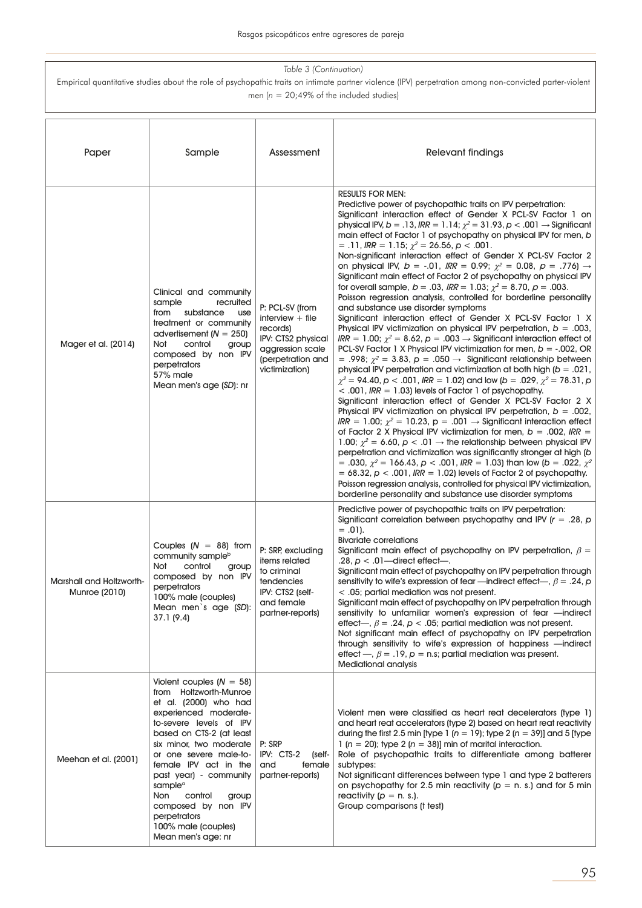Table 3 (Continuation)

Empirical quantitative studies about the role of psychopathic traits on intimate partner violence (IPV) perpetration among non-convicted parter-violent men ($n$ = 20;49% of the included studies)

| Paper | Sample | Assessment | Relevant findings |
|---|---|---|---|
| Mager et al. (2014) | Clinical and community sample recruited from substance use treatment or community advertisement ($N$ = 250)<br>Not control group composed by non IPV perpetrators<br>57% male<br>Mean men's age (*SD*): nr | P: PCL-SV (from interview + file records)<br>IPV: CTS2 physical aggression scale (perpetration and victimization) | RESULTS FOR MEN:<br>Predictive power of psychopathic traits on IPV perpetration:<br>Significant interaction effect of Gender X PCL-SV Factor 1 on physical IPV, $b$ = .13, *IRR* = 1.14; $\chi^2$ = 31.93, $p$ < .001 → Significant main effect of Factor 1 of psychopathy on physical IPV for men, $b$ = .11, *IRR* = 1.15; $\chi^2$ = 26.56, $p$ < .001.<br>Non-significant interaction effect of Gender X PCL-SV Factor 2 on physical IPV, $b$ = -.01, *IRR* = 0.99; $\chi^2$ = 0.08, $p$ = .776) → Significant main effect of Factor 2 of psychopathy on physical IPV for overall sample, $b$ = .03, *IRR* = 1.03; $\chi^2$ = 8.70, $p$ = .003.<br>Poisson regression analysis, controlled for borderline personality and substance use disorder symptoms<br>Significant interaction effect of Gender X PCL-SV Factor 1 X Physical IPV victimization on physical IPV perpetration, $b$ = .003, *IRR* = 1.00; $\chi^2$ = 8.62, $p$ = .003 → Significant interaction effect of PCL-SV Factor 1 X Physical IPV victimization for men, $b$ = -.002, OR = .998; $\chi^2$ = 3.83, $p$ = .050 → Significant relationship between physical IPV perpetration and victimization at both high ($b$ = .021, $\chi^2$ = 94.40, $p$ < .001, *IRR* = 1.02) and low ($b$ = .029, $\chi^2$ = 78.31, $p$ < .001, *IRR* = 1.03) levels of Factor 1 of psychopathy.<br>Significant interaction effect of Gender X PCL-SV Factor 2 X Physical IPV victimization on physical IPV perpetration, $b$ = .002, *IRR* = 1.00; $\chi^2$ = 10.23, p = .001 → Significant interaction effect of Factor 2 X Physical IPV victimization for men, $b$ = .002, *IRR* = 1.00; $\chi^2$ = 6.60, $p$ < .01 → the relationship between physical IPV perpetration and victimization was significantly stronger at high ($b$ = .030, $\chi^2$ = 166.43, $p$ < .001, *IRR* = 1.03) than low ($b$ = .022, $\chi^2$ = 68.32, $p$ < .001, *IRR* = 1.02) levels of Factor 2 of psychopathy.<br>Poisson regression analysis, controlled for physical IPV victimization, borderline personality and substance use disorder symptoms |
| Marshall and Holtzworth-Munroe (2010) | Couples ($N$ = 88) from community sample[b]<br>Not control group composed by non IPV perpetrators<br>100% male (couples)<br>Mean men`s age (*SD*): 37.1 (9.4) | P: SRP, excluding items related to criminal tendencies<br>IPV: CTS2 (self- and female partner-reports) | Predictive power of psychopathic traits on IPV perpetration:<br>Significant correlation between psychopathy and IPV ($r$ = .28, $p$ = .01).<br>Bivariate correlations<br>Significant main effect of psychopathy on IPV perpetration, $\beta$ = .28, $p$ < .01—direct effect—.<br>Significant main effect of psychopathy on IPV perpetration through sensitivity to wife's expression of fear —indirect effect—, $\beta$ = .24, $p$ < .05; partial mediation was not present.<br>Significant main effect of psychopathy on IPV perpetration through sensitivity to unfamiliar women's expression of fear —indirect effect—, $\beta$ = .24, $p$ < .05; partial mediation was not present.<br>Not significant main effect of psychopathy on IPV perpetration through sensitivity to wife's expression of happiness —indirect effect —, $\beta$ = .19, $p$ = n.s; partial mediation was present.<br>Mediational analysis |
| Meehan et al. (2001) | Violent couples ($N$ = 58) from Holtzworth-Munroe et al. (2000) who had experienced moderate-to-severe levels of IPV based on CTS-2 (at least six minor, two moderate or one severe male-to-female IPV act in the past year) - community sample[a]<br>Non control group composed by non IPV perpetrators<br>100% male (couples)<br>Mean men's age: nr | P: SRP<br>IPV: CTS-2 (self- and female partner-reports) | Violent men were classified as heart reat decelerators (type 1) and heart reat accelerators (type 2) based on heart reat reactivity during the first 2.5 min [type 1 ($n$ = 19); type 2 ($n$ = 39)] and 5 [type 1 ($n$ = 20); type 2 ($n$ = 38)] min of marital interaction.<br>Role of psychopathic traits to differentiate among batterer subtypes:<br>Not significant differences between type 1 and type 2 batterers on psychopathy for 2.5 min reactivity ($p$ = n. s.) and for 5 min reactivity ($p$ = n. s.).<br>Group comparisons (t test) |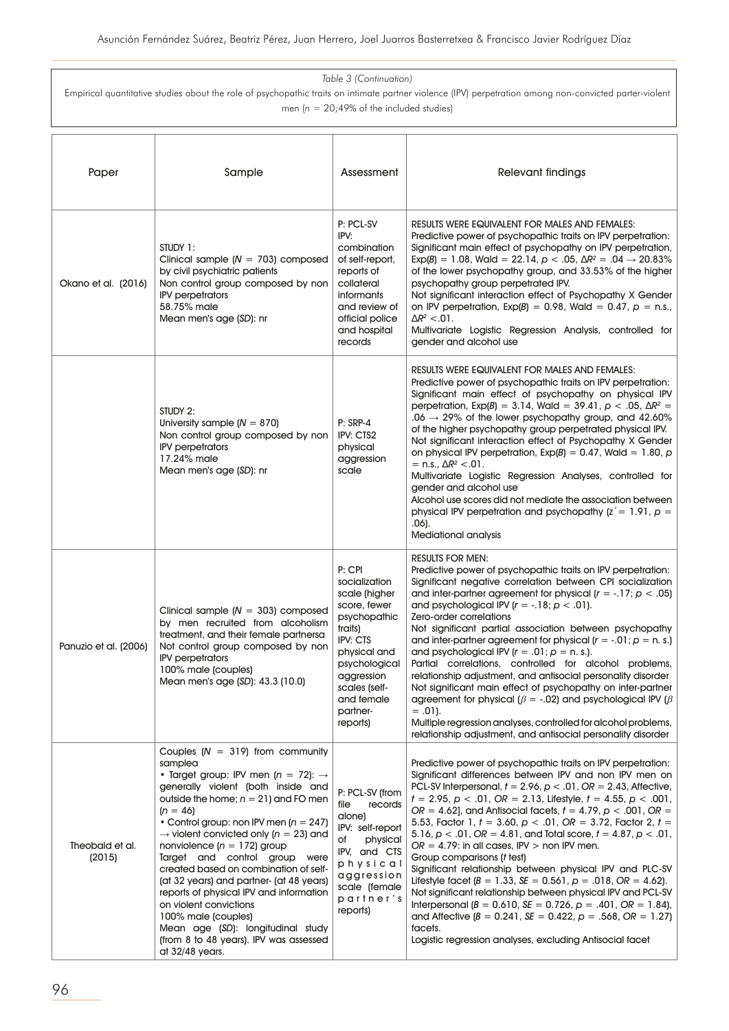*Table 3 (Continuation)*

Empirical quantitative studies about the role of psychopathic traits on intimate partner violence (IPV) perpetration among non-convicted parter-violent men ($n = 20$;49% of the included studies)

| Paper | Sample | Assessment | Relevant findings |
|---|---|---|---|
| Okano et al. (2016) | STUDY 1:<br>Clinical sample ($N = 703$) composed by civil psychiatric patients<br>Non control group composed by non IPV perpetrators<br>58.75% male<br>Mean men's age (*SD*): nr | P: PCL-SV<br>IPV: combination of self-report, reports of collateral informants and review of official police and hospital records | RESULTS WERE EQUIVALENT FOR MALES AND FEMALES:<br>Predictive power of psychopathic traits on IPV perpetration: Significant main effect of psychopathy on IPV perpetration, Exp($B$) = 1.08, Wald = 22.14, $p < .05$, $\Delta R^2 = .04 \rightarrow 20.83\%$ of the lower psychopathy group, and 33.53% of the higher psychopathy group perpetrated IPV.<br>Not significant interaction effect of Psychopathy X Gender on IPV perpetration, Exp($B$) = 0.98, Wald = 0.47, $p$ = n.s., $\Delta R^2 < .01$.<br>Multivariate Logistic Regression Analysis, controlled for gender and alcohol use |
| | STUDY 2:<br>University sample ($N = 870$)<br>Non control group composed by non IPV perpetrators<br>17.24% male<br>Mean men's age (*SD*): nr | P: SRP-4<br>IPV: CTS2 physical aggression scale | RESULTS WERE EQUIVALENT FOR MALES AND FEMALES:<br>Predictive power of psychopathic traits on IPV perpetration: Significant main effect of psychopathy on physical IPV perpetration, Exp($B$) = 3.14, Wald = 39.41, $p < .05$, $\Delta R^2 = .06 \rightarrow 29\%$ of the lower psychopathy group, and 42.60% of the higher psychopathy group perpetrated physical IPV.<br>Not significant interaction effect of Psychopathy X Gender on physical IPV perpetration, Exp($B$) = 0.47, Wald = 1.80, $p$ = n.s., $\Delta R^2 < .01$.<br>Multivariate Logistic Regression Analyses, controlled for gender and alcohol use<br>Alcohol use scores did not mediate the association between physical IPV perpetration and psychopathy ($z' = 1.91$, $p = .06$).<br>Mediational analysis |
| Panuzio et al. (2006) | Clinical sample ($N = 303$) composed by men recruited from alcoholism treatment, and their female partnersa<br>Not control group composed by non IPV perpetrators<br>100% male (couples)<br>Mean men's age (*SD*): 43.3 (10.0) | P: CPI socialization scale (higher score, fewer psychopathic traits)<br>IPV: CTS physical and psychological aggression scales (self- and female partner-reports) | RESULTS FOR MEN:<br>Predictive power of psychopathic traits on IPV perpetration: Significant negative correlation between CPI socialization and inter-partner agreement for physical ($r = -.17$; $p < .05$) and psychological IPV ($r = -.18$; $p < .01$).<br>Zero-order correlations<br>Not significant partial association between psychopathy and inter-partner agreement for physical ($r = -.01$; $p$ = n. s.) and psychological IPV ($r = .01$; $p$ = n. s.).<br>Partial correlations, controlled for alcohol problems, relationship adjustment, and antisocial personality disorder<br>Not significant main effect of psychopathy on inter-partner agreement for physical ($\beta = -.02$) and psychological IPV ($\beta = .01$).<br>Multiple regression analyses, controlled for alcohol problems, relationship adjustment, and antisocial personality disorder |
| Theobald et al. (2015) | Couples ($N = 319$) from community samplea<br>• Target group: IPV men ($n = 72$): $\rightarrow$ generally violent (both inside and outside the home; $n = 21$) and FO men ($n = 46$)<br>• Control group: non IPV men ($n = 247$) $\rightarrow$ violent convicted only ($n = 23$) and nonviolence ($n = 172$) group<br>Target and control group were created based on combination of self- (at 32 years) and partner- (at 48 years) reports of physical IPV and information on violent convictions<br>100% male (couples)<br>Mean age (*SD*): longitudinal study (from 8 to 48 years). IPV was assessed at 32/48 years. | P: PCL-SV (from file records alone)<br>IPV: self-report of physical IPV, and CTS physical aggression scale (female partner's reports) | Predictive power of psychopathic traits on IPV perpetration: Significant differences between IPV and non IPV men on PCL-SV Interpersonal, $t = 2.96$, $p < .01$, $OR = 2.43$, Affective, $t = 2.95$, $p < .01$, $OR = 2.13$, Lifestyle, $t = 4.55$, $p < .001$, $OR = 4.62$], and Antisocial facets, $t = 4.79$, $p < .001$, $OR = 5.53$, Factor 1, $t = 3.60$, $p < .01$, $OR = 3.72$, Factor 2, $t = 5.16$, $p < .01$, $OR = 4.81$, and Total score, $t = 4.87$, $p < .01$, $OR = 4.79$: in all cases, IPV > non IPV men.<br>Group comparisons ($t$ test)<br>Significant relationship between physical IPV and PLC-SV Lifestyle facet ($B = 1.33$, $SE = 0.561$, $p = .018$, $OR = 4.62$).<br>Not significant relationship between physical IPV and PCL-SV Interpersonal ($B = 0.610$, $SE = 0.726$, $p = .401$, $OR = 1.84$), and Affective ($B = 0.241$, $SE = 0.422$, $p = .568$, $OR = 1.27$) facets.<br>Logistic regression analyses, excluding Antisocial facet |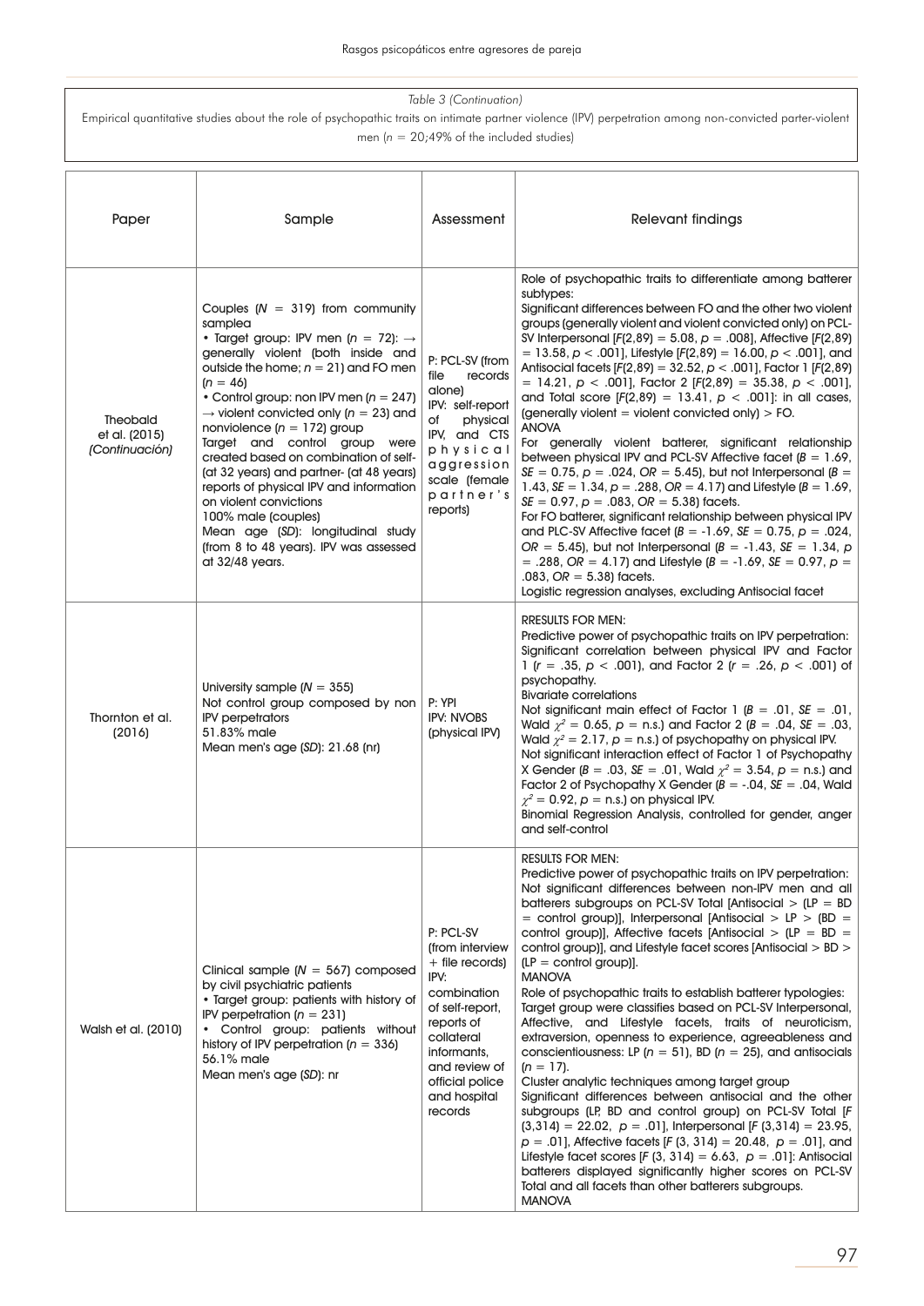*Table 3 (Continuation)*

Empirical quantitative studies about the role of psychopathic traits on intimate partner violence (IPV) perpetration among non-convicted parter-violent men ($n$ = 20;49% of the included studies)

| Paper | Sample | Assessment | Relevant findings |
|---|---|---|---|
| Theobald et al. (2015) *(Continuación)* | Couples ($N$ = 319) from community samplea<br>• Target group: IPV men ($n$ = 72): → generally violent (both inside and outside the home; $n$ = 21) and FO men ($n$ = 46)<br>• Control group: non IPV men ($n$ = 247) → violent convicted only ($n$ = 23) and nonviolence ($n$ = 172) group<br>Target and control group were created based on combination of self- (at 32 years) and partner- (at 48 years) reports of physical IPV and information on violent convictions<br>100% male (couples)<br>Mean age ($SD$): longitudinal study (from 8 to 48 years). IPV was assessed at 32/48 years. | P: PCL-SV (from file records alone)<br>IPV: self-report of physical IPV, and CTS physical aggression scale (female partner's reports) | Role of psychopathic traits to differentiate among batterer subtypes:<br>Significant differences between FO and the other two violent groups (generally violent and violent convicted only) on PCL-SV Interpersonal [$F$(2,89) = 5.08, $p$ = .008], Affective [$F$(2,89) = 13.58, $p$ < .001], Lifestyle [$F$(2,89) = 16.00, $p$ < .001], and Antisocial facets [$F$(2,89) = 32.52, $p$ < .001], Factor 1 [$F$(2,89) = 14.21, $p$ < .001], Factor 2 [$F$(2,89) = 35.38, $p$ < .001], and Total score [$F$(2,89) = 13.41, $p$ < .001]: in all cases, (generally violent = violent convicted only) > FO.<br>ANOVA<br>For generally violent batterer, significant relationship between physical IPV and PCL-SV Affective facet ($B$ = 1.69, $SE$ = 0.75, $p$ = .024, $OR$ = 5.45), but not Interpersonal ($B$ = 1.43, $SE$ = 1.34, $p$ = .288, $OR$ = 4.17) and Lifestyle ($B$ = 1.69, $SE$ = 0.97, $p$ = .083, $OR$ = 5.38) facets.<br>For FO batterer, significant relationship between physical IPV and PLC-SV Affective facet ($B$ = -1.69, $SE$ = 0.75, $p$ = .024, $OR$ = 5.45), but not Interpersonal ($B$ = -1.43, $SE$ = 1.34, $p$ = .288, $OR$ = 4.17) and Lifestyle ($B$ = -1.69, $SE$ = 0.97, $p$ = .083, $OR$ = 5.38) facets.<br>Logistic regression analyses, excluding Antisocial facet |
| Thornton et al. (2016) | University sample ($N$ = 355)<br>Not control group composed by non IPV perpetrators<br>51.83% male<br>Mean men's age ($SD$): 21.68 (nr) | P: YPI<br>IPV: NVOBS (physical IPV) | RRESULTS FOR MEN:<br>Predictive power of psychopathic traits on IPV perpetration:<br>Significant correlation between physical IPV and Factor 1 ($r$ = .35, $p$ < .001), and Factor 2 ($r$ = .26, $p$ < .001) of psychopathy.<br>Bivariate correlations<br>Not significant main effect of Factor 1 ($B$ = .01, $SE$ = .01, Wald $\chi^2$ = 0.65, $p$ = n.s.) and Factor 2 ($B$ = .04, $SE$ = .03, Wald $\chi^2$ = 2.17, $p$ = n.s.) of psychopathy on physical IPV.<br>Not significant interaction effect of Factor 1 of Psychopathy X Gender ($B$ = .03, $SE$ = .01, Wald $\chi^2$ = 3.54, $p$ = n.s.) and Factor 2 of Psychopathy X Gender ($B$ = -.04, $SE$ = .04, Wald $\chi^2$ = 0.92, $p$ = n.s.) on physical IPV.<br>Binomial Regression Analysis, controlled for gender, anger and self-control |
| Walsh et al. (2010) | Clinical sample ($N$ = 567) composed by civil psychiatric patients<br>• Target group: patients with history of IPV perpetration ($n$ = 231)<br>• Control group: patients without history of IPV perpetration ($n$ = 336)<br>56.1% male<br>Mean men's age ($SD$): nr | P: PCL-SV (from interview + file records)<br>IPV: combination of self-report, reports of collateral informants, and review of official police and hospital records | RESULTS FOR MEN:<br>Predictive power of psychopathic traits on IPV perpetration:<br>Not significant differences between non-IPV men and all batterers subgroups on PCL-SV Total [Antisocial > (LP = BD = control group)], Interpersonal [Antisocial > LP > (BD = control group)], Affective facets [Antisocial > (LP = BD = control group)], and Lifestyle facet scores [Antisocial > BD > (LP = control group)].<br>MANOVA<br>Role of psychopathic traits to establish batterer typologies:<br>Target group were classifies based on PCL-SV Interpersonal, Affective, and Lifestyle facets, traits of neuroticism, extraversion, openness to experience, agreeableness and conscientiousness: LP ($n$ = 51), BD ($n$ = 25), and antisocials ($n$ = 17).<br>Cluster analytic techniques among target group<br>Significant differences between antisocial and the other subgroups (LP, BD and control group) on PCL-SV Total [$F$ (3,314) = 22.02, $p$ = .01], Interpersonal [$F$ (3,314) = 23.95, $p$ = .01], Affective facets [$F$ (3, 314) = 20.48, $p$ = .01], and Lifestyle facet scores [$F$ (3, 314) = 6.63, $p$ = .01]: Antisocial batterers displayed significantly higher scores on PCL-SV Total and all facets than other batterers subgroups.<br>MANOVA |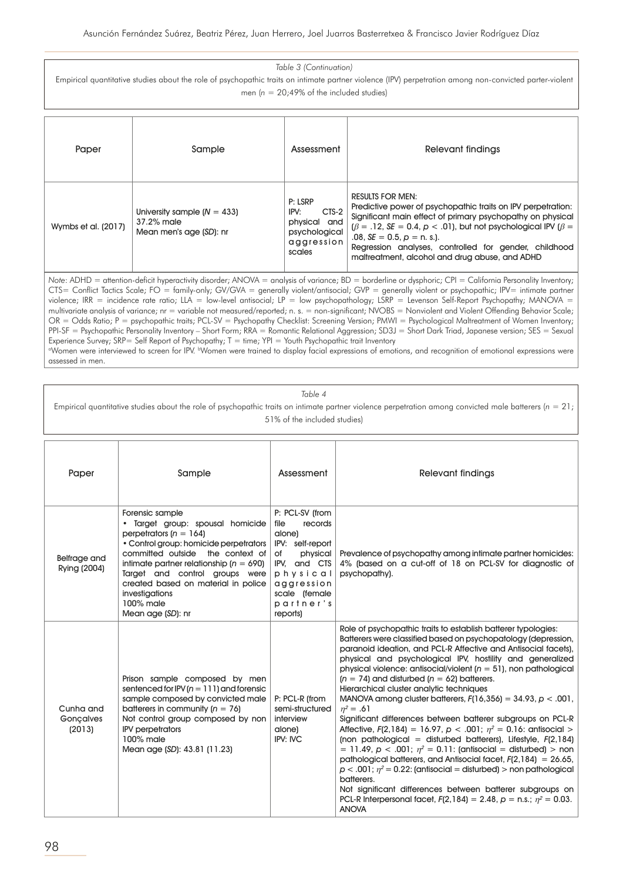*Table 3 (Continuation)*

Empirical quantitative studies about the role of psychopathic traits on intimate partner violence (IPV) perpetration among non-convicted parter-violent men ($n$ = 20;49% of the included studies)

| Paper | Sample | Assessment | Relevant findings |
|---|---|---|---|
| Wymbs et al. (2017) | University sample ($N$ = 433)<br>37.2% male<br>Mean men's age (*SD*): nr | P: LSRP<br>IPV: CTS-2 physical and psychological aggression scales | RESULTS FOR MEN:<br>Predictive power of psychopathic traits on IPV perpetration: Significant main effect of primary psychopathy on physical ($\beta$ = .12, *SE* = 0.4, $p$ < .01), but not psychological IPV ($\beta$ = .08, *SE* = 0.5, $p$ = n. s.).<br>Regression analyses, controlled for gender, childhood maltreatment, alcohol and drug abuse, and ADHD |

*Note*: ADHD = attention-deficit hyperactivity disorder; ANOVA = analysis of variance; BD = borderline or dysphoric; CPI = California Personality Inventory; CTS= Conflict Tactics Scale; FO = family-only; GV/GVA = generally violent/antisocial; GVP = generally violent or psychopathic; IPV= intimate partner violence; IRR = incidence rate ratio; LLA = low-level antisocial; LP = low psychopathology; LSRP = Levenson Self-Report Psychopathy; MANOVA = multivariate analysis of variance; nr = variable not measured/reported; n. s. = non-significant; NVOBS = Nonviolent and Violent Offending Behavior Scale; OR = Odds Ratio; P = psychopathic traits; PCL-SV = Psychopathy Checklist: Screening Version; PMWI = Psychological Maltreatment of Women Inventory; PPI-SF = Psychopathic Personality Inventory – Short Form; RRA = Romantic Relational Aggression; SD3J = Short Dark Triad, Japanese version; SES = Sexual Experience Survey; SRP= Self Report of Psychopathy; T = time; YPI = Youth Psychopathic trait Inventory

[a]Women were interviewed to screen for IPV. [b]Women were trained to display facial expressions of emotions, and recognition of emotional expressions were assessed in men.

*Table 4*

Empirical quantitative studies about the role of psychopathic traits on intimate partner violence perpetration among convicted male batterers ($n$ = 21; 51% of the included studies)

| Paper | Sample | Assessment | Relevant findings |
|---|---|---|---|
| Belfrage and Rying (2004) | Forensic sample<br>• Target group: spousal homicide perpetrators ($n$ = 164)<br>• Control group: homicide perpetrators committed outside the context of intimate partner relationship ($n$ = 690)<br>Target and control groups were created based on material in police investigations<br>100% male<br>Mean age (*SD*): nr | P: PCL-SV (from file records alone)<br>IPV: self-report of physical IPV, and CTS physical aggression scale (female partner's reports) | Prevalence of psychopathy among intimate partner homicides: 4% (based on a cut-off of 18 on PCL-SV for diagnostic of psychopathy). |
| Cunha and Gonçalves (2013) | Prison sample composed by men sentenced for IPV ($n$ = 111) and forensic sample composed by convicted male batterers in community ($n$ = 76)<br>Not control group composed by non IPV perpetrators<br>100% male<br>Mean age (*SD*): 43.81 (11.23) | P: PCL-R (from semi-structured interview alone)<br>IPV: IVC | Role of psychopathic traits to establish batterer typologies: Batterers were classified based on psychopatology (depression, paranoid ideation, and PCL-R Affective and Antisocial facets), physical and psychological IPV, hostility and generalized physical violence: antisocial/violent ($n$ = 51), non pathological ($n$ = 74) and disturbed ($n$ = 62) batterers.<br>Hierarchical cluster analytic techniques<br>MANOVA among cluster batterers, $F(16,356)$ = 34.93, $p$ < .001, $\eta^2$ = .61<br>Significant differences between batterer subgroups on PCL-R Affective, $F(2,184)$ = 16.97, $p$ < .001; $\eta^2$ = 0.16: antisocial > (non pathological = disturbed batterers), Lifestyle, $F(2,184)$ = 11.49, $p$ < .001; $\eta^2$ = 0.11: (antisocial = disturbed) > non pathological batterers, and Antisocial facet, $F(2,184)$ = 26.65, $p$ < .001; $\eta^2$ = 0.22: (antisocial = disturbed) > non pathological batterers.<br>Not significant differences between batterer subgroups on PCL-R Interpersonal facet, $F(2,184)$ = 2.48, $p$ = n.s.; $\eta^2$ = 0.03.<br>ANOVA |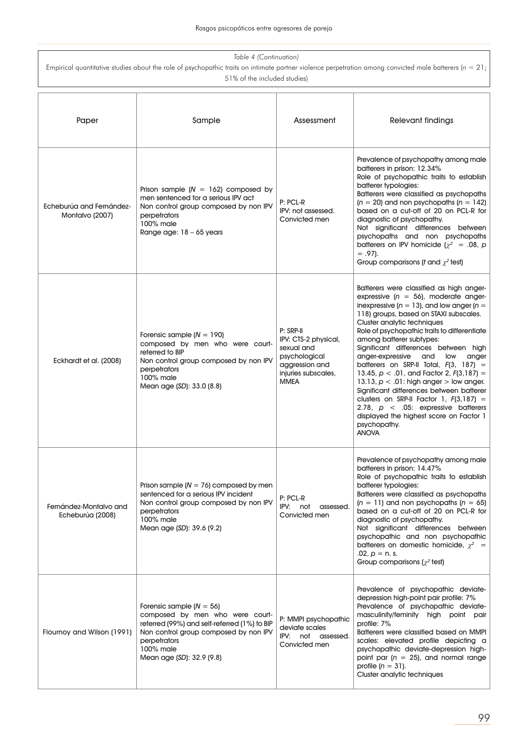*Table 4 (Continuation)*

Empirical quantitative studies about the role of psychopathic traits on intimate partner violence perpetration among convicted male batterers ($n$ = 21; 51% of the included studies)

| Paper | Sample | Assessment | Relevant findings |
|---|---|---|---|
| Echeburúa and Fernández-Montalvo (2007) | Prison sample ($N$ = 162) composed by men sentenced for a serious IPV act<br>Non control group composed by non IPV perpetrators<br>100% male<br>Range age: 18 – 65 years | P: PCL-R<br>IPV: not assessed. Convicted men | Prevalence of psychopathy among male batterers in prison: 12.34%<br>Role of psychopathic traits to establish batterer typologies:<br>Batterers were classified as psychopaths ($n$ = 20) and non psychopaths ($n$ = 142) based on a cut-off of 20 on PCL-R for diagnostic of psychopathy.<br>Not significant differences between psychopaths and non psychopaths batterers on IPV homicide ($\chi^2$ = .08, $p$ = .97).<br>Group comparisons ($t$ and $\chi^2$ test) |
| Eckhardt et al. (2008) | Forensic sample ($N$ = 190) composed by men who were court-referred to BIP<br>Non control group composed by non IPV perpetrators<br>100% male<br>Mean age ($SD$): 33.0 (8.8) | P: SRP-II<br>IPV: CTS-2 physical, sexual and psychological aggression and injuries subscales, MMEA | Batterers were classified as high anger-expressive ($n$ = 56), moderate anger-inexpressive ($n$ = 13), and low anger ($n$ = 118) groups, based on STAXI subscales.<br>Cluster analytic techniques<br>Role of psychopathic traits to differentiate among batterer subtypes:<br>Significant differences between high anger-expressive and low anger batterers on SRP-II Total, $F(3, 187)$ = 13.45, $p < .01$, and Factor 2, $F(3,187)$ = 13.13, $p < .01$: high anger > low anger.<br>Significant differences between batterer clusters on SRP-II Factor 1, $F(3,187)$ = 2.78, $p < .05$: expressive batterers displayed the highest score on Factor 1 psychopathy.<br>ANOVA |
| Fernández-Montalvo and Echeburúa (2008) | Prison sample ($N$ = 76) composed by men sentenced for a serious IPV incident<br>Non control group composed by non IPV perpetrators<br>100% male<br>Mean age ($SD$): 39.6 (9.2) | P: PCL-R<br>IPV: not assessed. Convicted men | Prevalence of psychopathy among male batterers in prison: 14.47%<br>Role of psychopathic traits to establish batterer typologies:<br>Batterers were classified as psychopaths ($n$ = 11) and non psychopaths ($n$ = 65) based on a cut-off of 20 on PCL-R for diagnostic of psychopathy.<br>Not significant differences between psychopathic and non psychopathic batterers on domestic homicide, $\chi^2$ = .02, $p$ = n. s.<br>Group comparisons ($\chi^2$ test) |
| Flournoy and Wilson (1991) | Forensic sample ($N$ = 56) composed by men who were court-referred (99%) and self-referred (1%) to BIP<br>Non control group composed by non IPV perpetrators<br>100% male<br>Mean age ($SD$): 32.9 (9.8) | P: MMPI psychopathic deviate scales<br>IPV: not assessed. Convicted men | Prevalence of psychopathic deviate-depression high-point pair profile: 7%<br>Prevalence of psychopathic deviate-masculinity/feminity high point pair profile: 7%<br>Batterers were classified based on MMPI scales: elevated profile depicting a psychopathic deviate-depression high-point par ($n$ = 25), and normal range profile ($n$ = 31).<br>Cluster analytic techniques |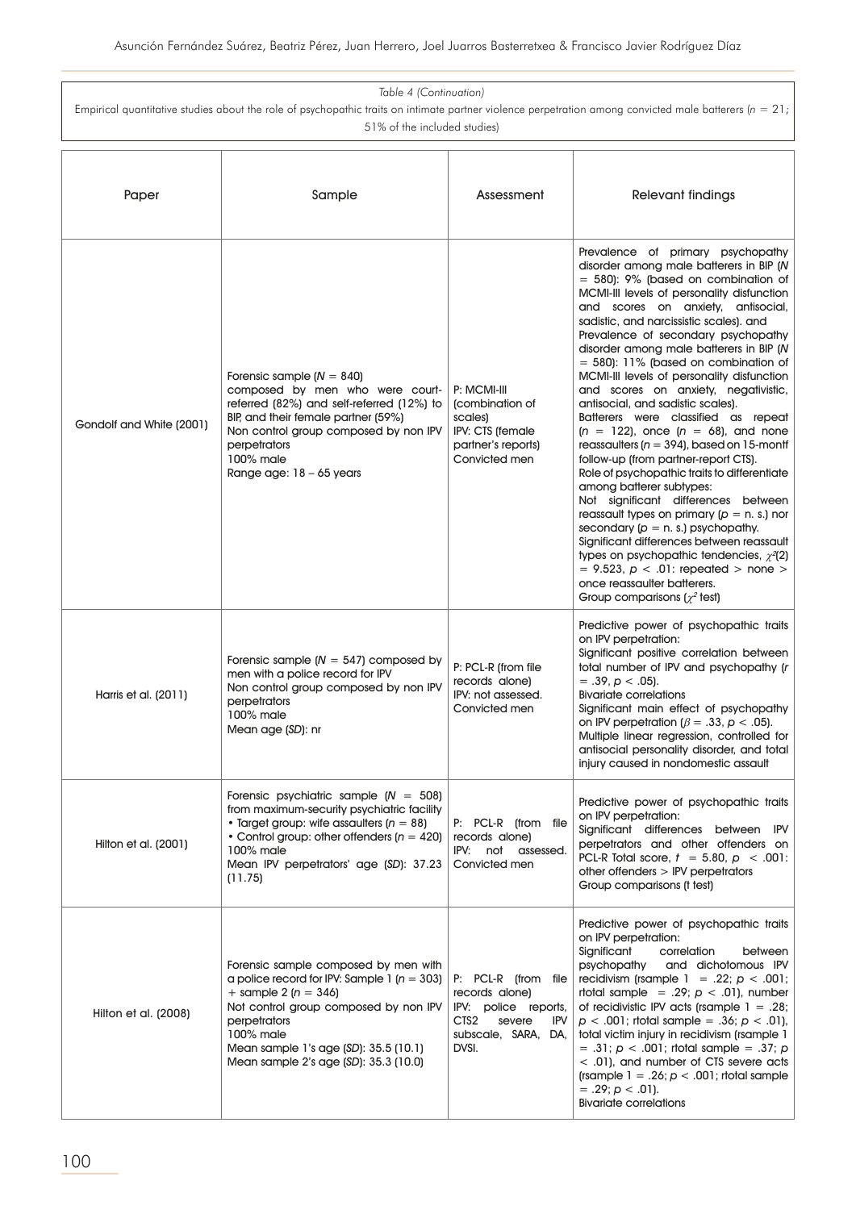Table 4 (Continuation)

Empirical quantitative studies about the role of psychopathic traits on intimate partner violence perpetration among convicted male batterers ($n = 21$; 51% of the included studies)

| Paper | Sample | Assessment | Relevant findings |
|---|---|---|---|
| Gondolf and White (2001) | Forensic sample ($N = 840$) composed by men who were court-referred (82%) and self-referred (12%) to BIP, and their female partner (59%)<br>Non control group composed by non IPV perpetrators<br>100% male<br>Range age: 18 – 65 years | P: MCMI-III (combination of scales)<br>IPV: CTS (female partner's reports)<br>Convicted men | Prevalence of primary psychopathy disorder among male batterers in BIP ($N = 580$): 9% (based on combination of MCMI-III levels of personality disfunction and scores on anxiety, antisocial, sadistic, and narcissistic scales). and<br>Prevalence of secondary psychopathy disorder among male batterers in BIP ($N = 580$): 11% (based on combination of MCMI-III levels of personality disfunction and scores on anxiety, negativistic, antisocial, and sadistic scales).<br>Batterers were classified as repeat ($n = 122$), once ($n = 68$), and none reassaulters ($n = 394$), based on 15-montf follow-up (from partner-report CTS).<br>Role of psychopathic traits to differentiate among batterer subtypes:<br>Not significant differences between reassault types on primary ($p$ = n. s.) nor secondary ($p$ = n. s.) psychopathy.<br>Significant differences between reassault types on psychopathic tendencies, $\chi^2(2) = 9.523$, $p < .01$: repeated > none > once reassaulter batterers.<br>Group comparisons ($\chi^2$ test) |
| Harris et al. (2011) | Forensic sample ($N = 547$) composed by men with a police record for IPV<br>Non control group composed by non IPV perpetrators<br>100% male<br>Mean age (*SD*): nr | P: PCL-R (from file records alone)<br>IPV: not assessed.<br>Convicted men | Predictive power of psychopathic traits on IPV perpetration:<br>Significant positive correlation between total number of IPV and psychopathy ($r = .39$, $p < .05$).<br>Bivariate correlations<br>Significant main effect of psychopathy on IPV perpetration ($\beta = .33$, $p < .05$).<br>Multiple linear regression, controlled for antisocial personality disorder, and total injury caused in nondomestic assault |
| Hilton et al. (2001) | Forensic psychiatric sample ($N = 508$) from maximum-security psychiatric facility<br>• Target group: wife assaulters ($n = 88$)<br>• Control group: other offenders ($n = 420$)<br>100% male<br>Mean IPV perpetrators' age (*SD*): 37.23 (11.75) | P: PCL-R (from file records alone)<br>IPV: not assessed.<br>Convicted men | Predictive power of psychopathic traits on IPV perpetration:<br>Significant differences between IPV perpetrators and other offenders on PCL-R Total score, $t = 5.80$, $p < .001$: other offenders > IPV perpetrators<br>Group comparisons (t test) |
| Hilton et al. (2008) | Forensic sample composed by men with a police record for IPV: Sample 1 ($n = 303$) + sample 2 ($n = 346$)<br>Not control group composed by non IPV perpetrators<br>100% male<br>Mean sample 1's age (*SD*): 35.5 (10.1)<br>Mean sample 2's age (*SD*): 35.3 (10.0) | P: PCL-R (from file records alone)<br>IPV: police reports, CTS2 severe IPV subscale, SARA, DA, DVSI. | Predictive power of psychopathic traits on IPV perpetration:<br>Significant correlation between psychopathy and dichotomous IPV recidivism (rsample 1 = .22; $p < .001$; rtotal sample = .29; $p < .01$), number of recidivistic IPV acts (rsample 1 = .28; $p < .001$; rtotal sample = .36; $p < .01$), total victim injury in recidivism (rsample 1 = .31; $p < .001$; rtotal sample = .37; $p < .01$), and number of CTS severe acts (rsample 1 = .26; $p < .001$; rtotal sample = .29; $p < .01$).<br>Bivariate correlations |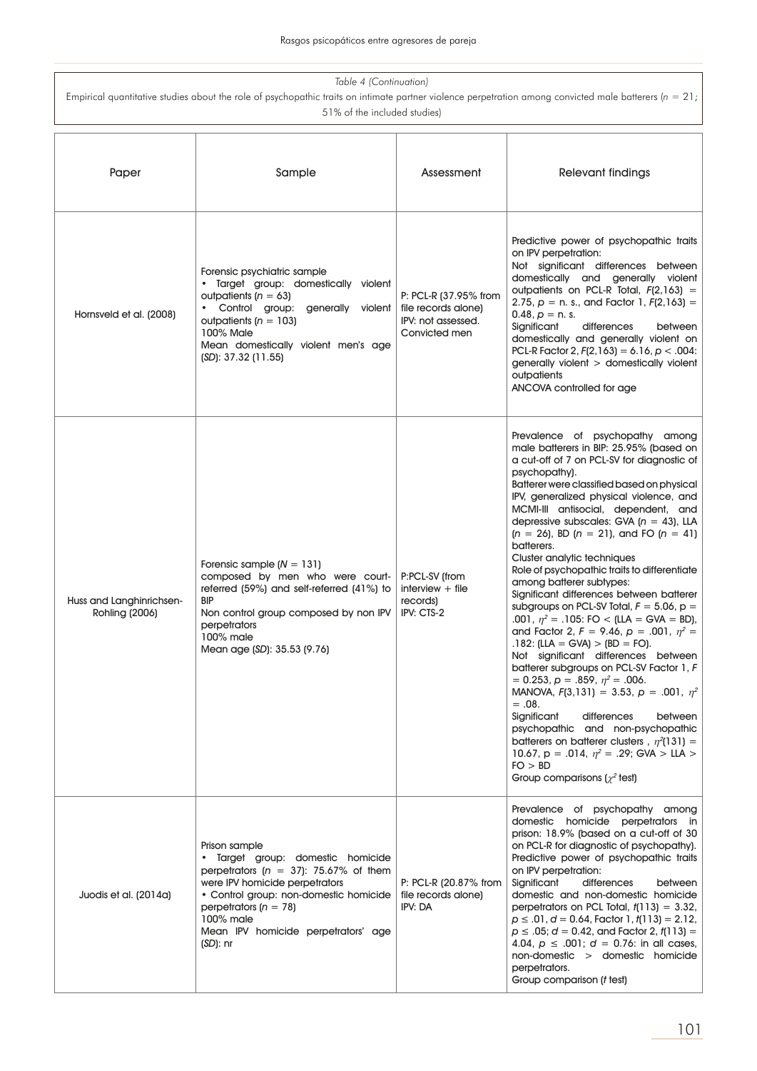*Table 4 (Continuation)*

Empirical quantitative studies about the role of psychopathic traits on intimate partner violence perpetration among convicted male batterers ($n = 21$; 51% of the included studies)

| Paper | Sample | Assessment | Relevant findings |
|---|---|---|---|
| Hornsveld et al. (2008) | Forensic psychiatric sample<br>• Target group: domestically violent outpatients ($n = 63$)<br>• Control group: generally violent outpatients ($n = 103$)<br>100% Male<br>Mean domestically violent men's age (*SD*): 37.32 (11.55) | P: PCL-R (37.95% from file records alone)<br>IPV: not assessed. Convicted men | Predictive power of psychopathic traits on IPV perpetration:<br>Not significant differences between domestically and generally violent outpatients on PCL-R Total, $F(2,163) = 2.75$, $p =$ n. s., and Factor 1, $F(2,163) = 0.48$, $p =$ n. s.<br>Significant differences between domestically and generally violent on PCL-R Factor 2, $F(2,163) = 6.16$, $p < .004$: generally violent > domestically violent outpatients<br>ANCOVA controlled for age |
| Huss and Langhinrichsen-Rohling (2006) | Forensic sample ($N = 131$) composed by men who were court-referred (59%) and self-referred (41%) to BIP<br>Non control group composed by non IPV perpetrators<br>100% male<br>Mean age (*SD*): 35.53 (9.76) | P:PCL-SV (from interview + file records)<br>IPV: CTS-2 | Prevalence of psychopathy among male batterers in BIP: 25.95% (based on a cut-off of 7 on PCL-SV for diagnostic of psychopathy).<br>Batterer were classified based on physical IPV, generalized physical violence, and MCMI-III antisocial, dependent, and depressive subscales: GVA ($n = 43$), LLA ($n = 26$), BD ($n = 21$), and FO ($n = 41$) batterers.<br>Cluster analytic techniques<br>Role of psychopathic traits to differentiate among batterer subtypes:<br>Significant differences between batterer subgroups on PCL-SV Total, $F = 5.06$, $p = .001$, $\eta^2 = .105$: FO < (LLA = GVA = BD), and Factor 2, $F = 9.46$, $p = .001$, $\eta^2 = .182$: (LLA = GVA) > (BD = FO).<br>Not significant differences between batterer subgroups on PCL-SV Factor 1, $F = 0.253$, $p = .859$, $\eta^2 = .006$.<br>MANOVA, $F(3,131) = 3.53$, $p = .001$, $\eta^2 = .08$.<br>Significant differences between psychopathic and non-psychopathic batterers on batterer clusters , $\eta^2(131) = 10.67$, $p = .014$, $\eta^2 = .29$; GVA > LLA > FO > BD<br>Group comparisons ($\chi^2$ test) |
| Juodis et al. (2014a) | Prison sample<br>• Target group: domestic homicide perpetrators ($n = 37$): 75.67% of them were IPV homicide perpetrators<br>• Control group: non-domestic homicide perpetrators ($n = 78$)<br>100% male<br>Mean IPV homicide perpetrators' age (*SD*): nr | P: PCL-R (20.87% from file records alone)<br>IPV: DA | Prevalence of psychopathy among domestic homicide perpetrators in prison: 18.9% (based on a cut-off of 30 on PCL-R for diagnostic of psychopathy).<br>Predictive power of psychopathic traits on IPV perpetration:<br>Significant differences between domestic and non-domestic homicide perpetrators on PCL Total, $t(113) = 3.32$, $p \leq .01$, $d = 0.64$, Factor 1, $t(113) = 2.12$, $p \leq .05$; $d = 0.42$, and Factor 2, $t(113) = 4.04$, $p \leq .001$; $d = 0.76$: in all cases, non-domestic > domestic homicide perpetrators.<br>Group comparison (*t* test) |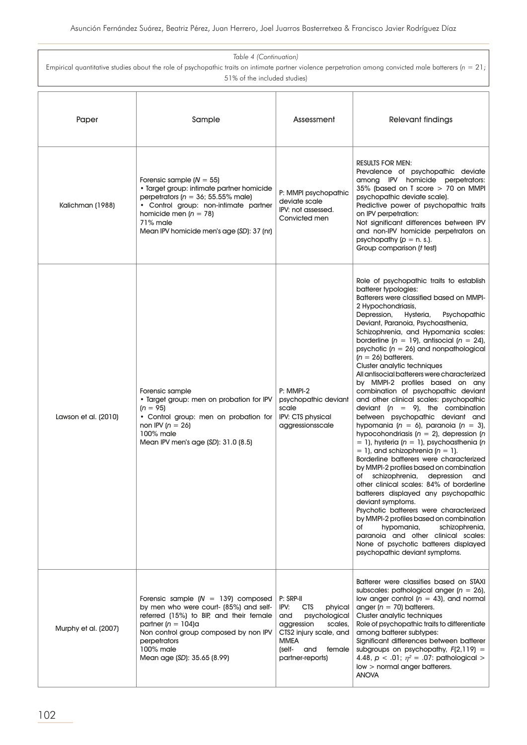*Table 4 (Continuation)*

Empirical quantitative studies about the role of psychopathic traits on intimate partner violence perpetration among convicted male batterers ($n$ = 21; 51% of the included studies)

| Paper | Sample | Assessment | Relevant findings |
|---|---|---|---|
| Kalichman (1988) | Forensic sample ($N$ = 55)<br>• Target group: intimate partner homicide perpetrators ($n$ = 36; 55.55% male)<br>• Control group: non-intimate partner homicide men ($n$ = 78)<br>71% male<br>Mean IPV homicide men's age (*SD*): 37 (nr) | P: MMPI psychopathic deviate scale<br>IPV: not assessed.<br>Convicted men | RESULTS FOR MEN:<br>Prevalence of psychopathic deviate among IPV homicide perpetrators: 35% (based on T score > 70 on MMPI psychopathic deviate scale).<br>Predictive power of psychopathic traits on IPV perpetration:<br>Not significant differences between IPV and non-IPV homicide perpetrators on psychopathy ($p$ = n. s.).<br>Group comparison (*t* test) |
| Lawson et al. (2010) | Forensic sample<br>• Target group: men on probation for IPV ($n$ = 95)<br>• Control group: men on probation for non IPV ($n$ = 26)<br>100% male<br>Mean IPV men's age (*SD*): 31.0 (8.5) | P: MMPI-2 psychopathic deviant scale<br>IPV: CTS physical aggressionsscale | Role of psychopathic traits to establish batterer typologies:<br>Batterers were classified based on MMPI-2 Hypochondriasis, Depression, Hysteria, Psychopathic Deviant, Paranoia, Psychoasthenia, Schizophrenia, and Hypomania scales: borderline ($n$ = 19), antisocial ($n$ = 24), psychotic ($n$ = 26) and nonpathological ($n$ = 26) batterers.<br>Cluster analytic techniques<br>All antisocial batterers were characterized by MMPI-2 profiles based on any combination of psychopathic deviant and other clinical scales: psychopathic deviant ($n$ = 9), the combination between psychopathic deviant and hypomania ($n$ = 6), paranoia ($n$ = 3), hypocohondriasis ($n$ = 2), depression ($n$ = 1), hysteria ($n$ = 1), psychoasthenia ($n$ = 1), and schizophrenia ($n$ = 1).<br>Borderline batterers were characterized by MMPI-2 profiles based on combination of schizophrenia, depression and other clinical scales: 84% of borderline batterers displayed any psychopathic deviant symptoms.<br>Psychotic batterers were characterized by MMPI-2 profiles based on combination of hypomania, schizophrenia, paranoia and other clinical scales: None of psychotic batterers displayed psychopathic deviant symptoms. |
| Murphy et al. (2007) | Forensic sample ($N$ = 139) composed by men who were court- (85%) and self-referred (15%) to BIP, and their female partner ($n$ = 104)a<br>Non control group composed by non IPV perpetrators<br>100% male<br>Mean age (*SD*): 35.65 (8.99) | P: SRP-II<br>IPV: CTS phyical and psychological aggression scales, CTS2 injury scale, and MMEA<br>(self- and female partner-reports) | Batterer were classifies based on STAXI subscales: pathological anger ($n$ = 26), low anger control ($n$ = 43), and normal anger ($n$ = 70) batterers.<br>Cluster analytic techniques<br>Role of psychopathic traits to differentiate among batterer subtypes:<br>Significant differences between batterer subgroups on psychopathy, $F(2,119)$ = 4.48, $p$ < .01; $\eta^2$ = .07: pathological > low > normal anger batterers.<br>ANOVA |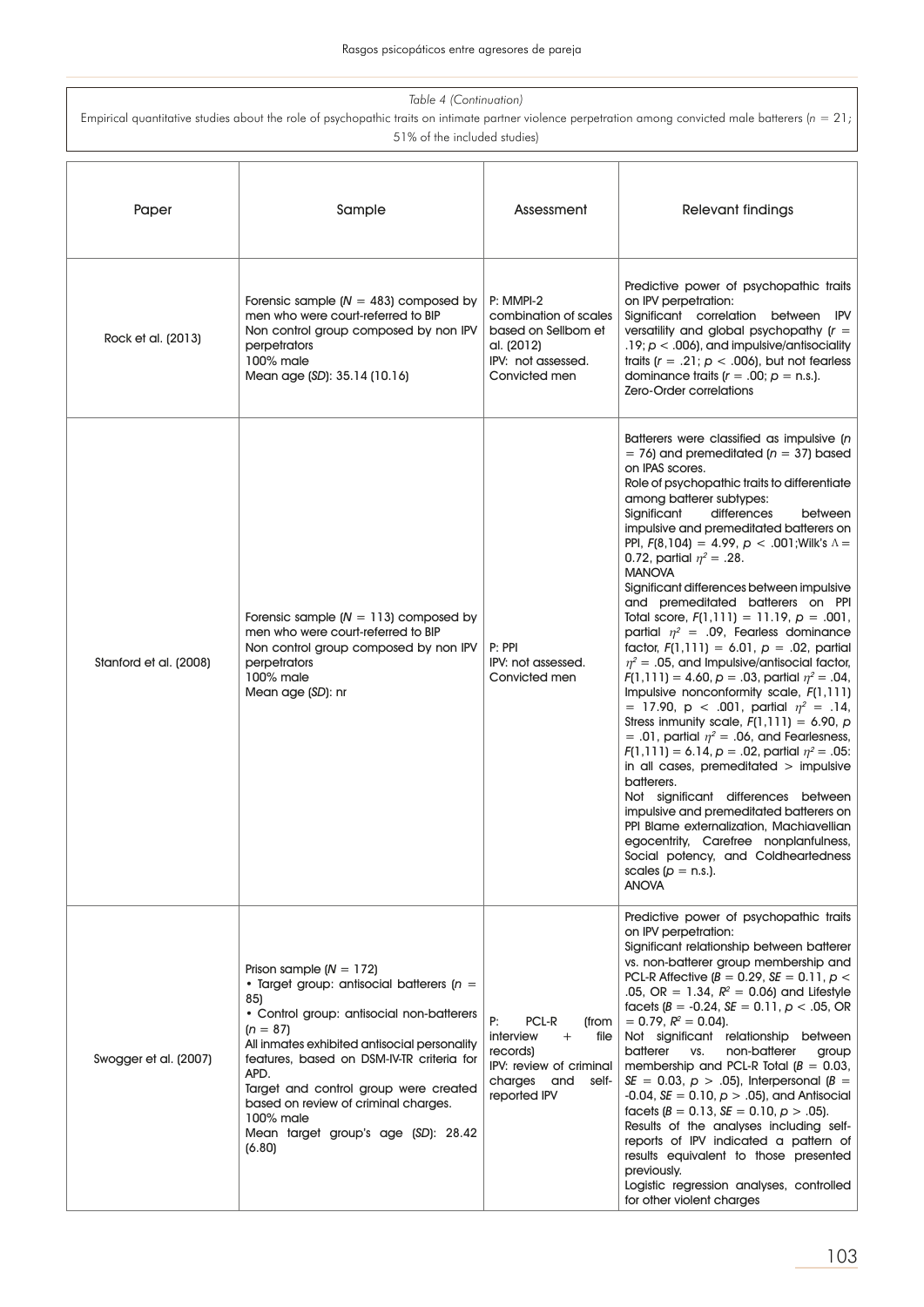*Table 4 (Continuation)*

Empirical quantitative studies about the role of psychopathic traits on intimate partner violence perpetration among convicted male batterers ($n$ = 21; 51% of the included studies)

| Paper | Sample | Assessment | Relevant findings |
|---|---|---|---|
| Rock et al. (2013) | Forensic sample ($N$ = 483) composed by men who were court-referred to BIP<br>Non control group composed by non IPV perpetrators<br>100% male<br>Mean age (*SD*): 35.14 (10.16) | P: MMPI-2 combination of scales based on Sellbom et al. (2012)<br>IPV: not assessed. Convicted men | Predictive power of psychopathic traits on IPV perpetration:<br>Significant correlation between IPV versatility and global psychopathy ($r$ = .19; $p$ < .006), and impulsive/antisociality traits ($r$ = .21; $p$ < .006), but not fearless dominance traits ($r$ = .00; $p$ = n.s.).<br>Zero-Order correlations |
| Stanford et al. (2008) | Forensic sample ($N$ = 113) composed by men who were court-referred to BIP<br>Non control group composed by non IPV perpetrators<br>100% male<br>Mean age (*SD*): nr | P: PPI<br>IPV: not assessed. Convicted men | Batterers were classified as impulsive ($n$ = 76) and premeditated ($n$ = 37) based on IPAS scores.<br>Role of psychopathic traits to differentiate among batterer subtypes:<br>Significant differences between impulsive and premeditated batterers on PPI, $F(8,104)$ = 4.99, $p$ < .001;Wilk's $\Lambda$ = 0.72, partial $\eta^2$ = .28.<br>MANOVA<br>Significant differences between impulsive and premeditated batterers on PPI Total score, $F(1,111)$ = 11.19, $p$ = .001, partial $\eta^2$ = .09, Fearless dominance factor, $F(1,111)$ = 6.01, $p$ = .02, partial $\eta^2$ = .05, and Impulsive/antisocial factor, $F(1,111)$ = 4.60, $p$ = .03, partial $\eta^2$ = .04, Impulsive nonconformity scale, $F(1,111)$ = 17.90, p < .001, partial $\eta^2$ = .14, Stress inmunity scale, $F(1,111)$ = 6.90, $p$ = .01, partial $\eta^2$ = .06, and Fearlesness, $F(1,111)$ = 6.14, $p$ = .02, partial $\eta^2$ = .05: in all cases, premeditated > impulsive batterers.<br>Not significant differences between impulsive and premeditated batterers on PPI Blame externalization, Machiavellian egocentrity, Carefree nonplanfulness, Social potency, and Coldheartedness scales ($p$ = n.s.).<br>ANOVA |
| Swogger et al. (2007) | Prison sample ($N$ = 172)<br>• Target group: antisocial batterers ($n$ = 85)<br>• Control group: antisocial non-batterers ($n$ = 87)<br>All inmates exhibited antisocial personality features, based on DSM-IV-TR criteria for APD.<br>Target and control group were created based on review of criminal charges.<br>100% male<br>Mean target group's age (*SD*): 28.42 (6.80) | P: PCL-R (from interview + file records)<br>IPV: review of criminal charges and self-reported IPV | Predictive power of psychopathic traits on IPV perpetration:<br>Significant relationship between batterer vs. non-batterer group membership and PCL-R Affective ($B$ = 0.29, $SE$ = 0.11, $p$ < .05, OR = 1.34, $R^2$ = 0.06) and Lifestyle facets ($B$ = -0.24, $SE$ = 0.11, $p$ < .05, OR = 0.79, $R^2$ = 0.04).<br>Not significant relationship between batterer vs. non-batterer group membership and PCL-R Total ($B$ = 0.03, $SE$ = 0.03, $p$ > .05), Interpersonal ($B$ = -0.04, $SE$ = 0.10, $p$ > .05), and Antisocial facets ($B$ = 0.13, $SE$ = 0.10, $p$ > .05).<br>Results of the analyses including self-reports of IPV indicated a pattern of results equivalent to those presented previously.<br>Logistic regression analyses, controlled for other violent charges |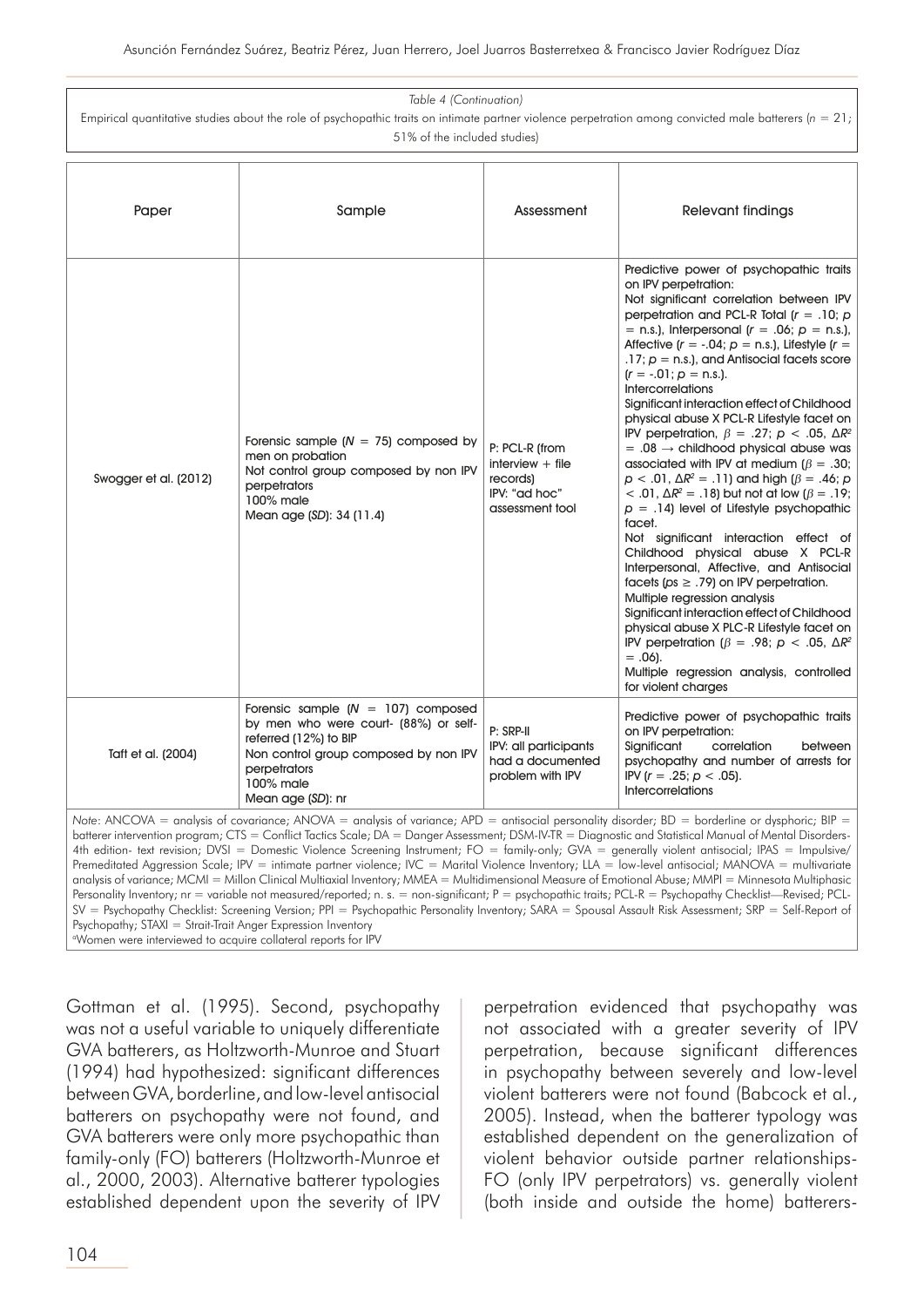*Table 4 (Continuation)*

Empirical quantitative studies about the role of psychopathic traits on intimate partner violence perpetration among convicted male batterers ($n$ = 21; 51% of the included studies)

| Paper | Sample | Assessment | Relevant findings |
|---|---|---|---|
| Swogger et al. (2012) | Forensic sample ($N$ = 75) composed by men on probation<br>Not control group composed by non IPV perpetrators<br>100% male<br>Mean age ($SD$): 34 (11.4) | P: PCL-R (from interview + file records)<br>IPV: "ad hoc" assessment tool | Predictive power of psychopathic traits on IPV perpetration:<br>Not significant correlation between IPV perpetration and PCL-R Total ($r$ = .10; $p$ = n.s.), Interpersonal ($r$ = .06; $p$ = n.s.), Affective ($r$ = -.04; $p$ = n.s.), Lifestyle ($r$ = .17; $p$ = n.s.), and Antisocial facets score ($r$ = -.01; $p$ = n.s.).<br>Intercorrelations<br>Significant interaction effect of Childhood physical abuse X PCL-R Lifestyle facet on IPV perpetration, $\beta$ = .27; $p$ < .05, $\Delta R^2$ = .08 → childhood physical abuse was associated with IPV at medium ($\beta$ = .30; $p$ < .01, $\Delta R^2$ = .11) and high ($\beta$ = .46; $p$ < .01, $\Delta R^2$ = .18) but not at low ($\beta$ = .19; $p$ = .14) level of Lifestyle psychopathic facet.<br>Not significant interaction effect of Childhood physical abuse X PCL-R Interpersonal, Affective, and Antisocial facets ($p$s ≥ .79) on IPV perpetration.<br>Multiple regression analysis<br>Significant interaction effect of Childhood physical abuse X PLC-R Lifestyle facet on IPV perpetration ($\beta$ = .98; $p$ < .05, $\Delta R^2$ = .06).<br>Multiple regression analysis, controlled for violent charges |
| Taft et al. (2004) | Forensic sample ($N$ = 107) composed by men who were court- (88%) or self-referred (12%) to BIP<br>Non control group composed by non IPV perpetrators<br>100% male<br>Mean age ($SD$): nr | P: SRP-II<br>IPV: all participants had a documented problem with IPV | Predictive power of psychopathic traits on IPV perpetration:<br>Significant correlation between psychopathy and number of arrests for IPV ($r$ = .25; $p$ < .05).<br>Intercorrelations |

*Note*: ANCOVA = analysis of covariance; ANOVA = analysis of variance; APD = antisocial personality disorder; BD = borderline or dysphoric; BIP = batterer intervention program; CTS = Conflict Tactics Scale; DA = Danger Assessment; DSM-IV-TR = Diagnostic and Statistical Manual of Mental Disorders-4th edition- text revision; DVSI = Domestic Violence Screening Instrument; FO = family-only; GVA = generally violent antisocial; IPAS = Impulsive/Premeditated Aggression Scale; IPV = intimate partner violence; IVC = Marital Violence Inventory; LLA = low-level antisocial; MANOVA = multivariate analysis of variance; MCMI = Millon Clinical Multiaxial Inventory; MMEA = Multidimensional Measure of Emotional Abuse; MMPI = Minnesota Multiphasic Personality Inventory; nr = variable not measured/reported; n. s. = non-significant; P = psychopathic traits; PCL-R = Psychopathy Checklist—Revised; PCL-SV = Psychopathy Checklist: Screening Version; PPI = Psychopathic Personality Inventory; SARA = Spousal Assault Risk Assessment; SRP = Self-Report of Psychopathy; STAXI = Strait-Trait Anger Expression Inventory
[a]Women were interviewed to acquire collateral reports for IPV

Gottman et al. (1995). Second, psychopathy was not a useful variable to uniquely differentiate GVA batterers, as Holtzworth-Munroe and Stuart (1994) had hypothesized: significant differences between GVA, borderline, and low-level antisocial batterers on psychopathy were not found, and GVA batterers were only more psychopathic than family-only (FO) batterers (Holtzworth-Munroe et al., 2000, 2003). Alternative batterer typologies established dependent upon the severity of IPV perpetration evidenced that psychopathy was not associated with a greater severity of IPV perpetration, because significant differences in psychopathy between severely and low-level violent batterers were not found (Babcock et al., 2005). Instead, when the batterer typology was established dependent on the generalization of violent behavior outside partner relationships-FO (only IPV perpetrators) vs. generally violent (both inside and outside the home) batterers-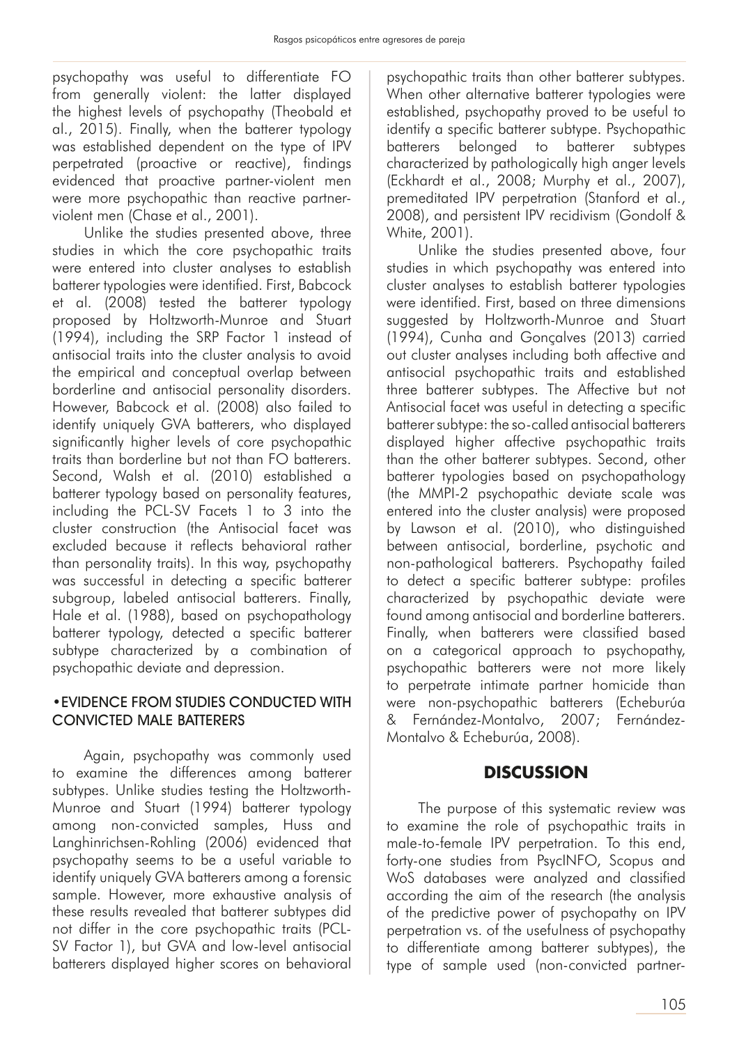psychopathy was useful to differentiate FO from generally violent: the latter displayed the highest levels of psychopathy (Theobald et al., 2015). Finally, when the batterer typology was established dependent on the type of IPV perpetrated (proactive or reactive), findings evidenced that proactive partner-violent men were more psychopathic than reactive partner-violent men (Chase et al., 2001).

Unlike the studies presented above, three studies in which the core psychopathic traits were entered into cluster analyses to establish batterer typologies were identified. First, Babcock et al. (2008) tested the batterer typology proposed by Holtzworth-Munroe and Stuart (1994), including the SRP Factor 1 instead of antisocial traits into the cluster analysis to avoid the empirical and conceptual overlap between borderline and antisocial personality disorders. However, Babcock et al. (2008) also failed to identify uniquely GVA batterers, who displayed significantly higher levels of core psychopathic traits than borderline but not than FO batterers. Second, Walsh et al. (2010) established a batterer typology based on personality features, including the PCL-SV Facets 1 to 3 into the cluster construction (the Antisocial facet was excluded because it reflects behavioral rather than personality traits). In this way, psychopathy was successful in detecting a specific batterer subgroup, labeled antisocial batterers. Finally, Hale et al. (1988), based on psychopathology batterer typology, detected a specific batterer subtype characterized by a combination of psychopathic deviate and depression.

### • EVIDENCE FROM STUDIES CONDUCTED WITH CONVICTED MALE BATTERERS

Again, psychopathy was commonly used to examine the differences among batterer subtypes. Unlike studies testing the Holtzworth-Munroe and Stuart (1994) batterer typology among non-convicted samples, Huss and Langhinrichsen-Rohling (2006) evidenced that psychopathy seems to be a useful variable to identify uniquely GVA batterers among a forensic sample. However, more exhaustive analysis of these results revealed that batterer subtypes did not differ in the core psychopathic traits (PCL-SV Factor 1), but GVA and low-level antisocial batterers displayed higher scores on behavioral psychopathic traits than other batterer subtypes. When other alternative batterer typologies were established, psychopathy proved to be useful to identify a specific batterer subtype. Psychopathic batterers belonged to batterer subtypes characterized by pathologically high anger levels (Eckhardt et al., 2008; Murphy et al., 2007), premeditated IPV perpetration (Stanford et al., 2008), and persistent IPV recidivism (Gondolf & White, 2001).

Unlike the studies presented above, four studies in which psychopathy was entered into cluster analyses to establish batterer typologies were identified. First, based on three dimensions suggested by Holtzworth-Munroe and Stuart (1994), Cunha and Gonçalves (2013) carried out cluster analyses including both affective and antisocial psychopathic traits and established three batterer subtypes. The Affective but not Antisocial facet was useful in detecting a specific batterer subtype: the so-called antisocial batterers displayed higher affective psychopathic traits than the other batterer subtypes. Second, other batterer typologies based on psychopathology (the MMPI-2 psychopathic deviate scale was entered into the cluster analysis) were proposed by Lawson et al. (2010), who distinguished between antisocial, borderline, psychotic and non-pathological batterers. Psychopathy failed to detect a specific batterer subtype: profiles characterized by psychopathic deviate were found among antisocial and borderline batterers. Finally, when batterers were classified based on a categorical approach to psychopathy, psychopathic batterers were not more likely to perpetrate intimate partner homicide than were non-psychopathic batterers (Echeburúa & Fernández-Montalvo, 2007; Fernández-Montalvo & Echeburúa, 2008).

## DISCUSSION

The purpose of this systematic review was to examine the role of psychopathic traits in male-to-female IPV perpetration. To this end, forty-one studies from PsycINFO, Scopus and WoS databases were analyzed and classified according the aim of the research (the analysis of the predictive power of psychopathy on IPV perpetration vs. of the usefulness of psychopathy to differentiate among batterer subtypes), the type of sample used (non-convicted partner-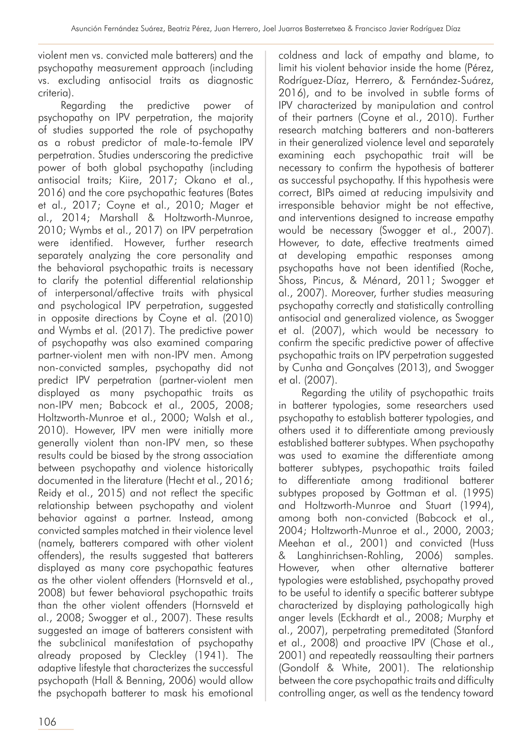violent men vs. convicted male batterers) and the psychopathy measurement approach (including vs. excluding antisocial traits as diagnostic criteria).

Regarding the predictive power of psychopathy on IPV perpetration, the majority of studies supported the role of psychopathy as a robust predictor of male-to-female IPV perpetration. Studies underscoring the predictive power of both global psychopathy (including antisocial traits; Kiire, 2017; Okano et al., 2016) and the core psychopathic features (Bates et al., 2017; Coyne et al., 2010; Mager et al., 2014; Marshall & Holtzworth-Munroe, 2010; Wymbs et al., 2017) on IPV perpetration were identified. However, further research separately analyzing the core personality and the behavioral psychopathic traits is necessary to clarify the potential differential relationship of interpersonal/affective traits with physical and psychological IPV perpetration, suggested in opposite directions by Coyne et al. (2010) and Wymbs et al. (2017). The predictive power of psychopathy was also examined comparing partner-violent men with non-IPV men. Among non-convicted samples, psychopathy did not predict IPV perpetration (partner-violent men displayed as many psychopathic traits as non-IPV men; Babcock et al., 2005, 2008; Holtzworth-Munroe et al., 2000; Walsh et al., 2010). However, IPV men were initially more generally violent than non-IPV men, so these results could be biased by the strong association between psychopathy and violence historically documented in the literature (Hecht et al., 2016; Reidy et al., 2015) and not reflect the specific relationship between psychopathy and violent behavior against a partner. Instead, among convicted samples matched in their violence level (namely, batterers compared with other violent offenders), the results suggested that batterers displayed as many core psychopathic features as the other violent offenders (Hornsveld et al., 2008) but fewer behavioral psychopathic traits than the other violent offenders (Hornsveld et al., 2008; Swogger et al., 2007). These results suggested an image of batterers consistent with the subclinical manifestation of psychopathy already proposed by Cleckley (1941). The adaptive lifestyle that characterizes the successful psychopath (Hall & Benning, 2006) would allow the psychopath batterer to mask his emotional coldness and lack of empathy and blame, to limit his violent behavior inside the home (Pérez, Rodríguez-Díaz, Herrero, & Fernández-Suárez, 2016), and to be involved in subtle forms of IPV characterized by manipulation and control of their partners (Coyne et al., 2010). Further research matching batterers and non-batterers in their generalized violence level and separately examining each psychopathic trait will be necessary to confirm the hypothesis of batterer as successful psychopathy. If this hypothesis were correct, BIPs aimed at reducing impulsivity and irresponsible behavior might be not effective, and interventions designed to increase empathy would be necessary (Swogger et al., 2007). However, to date, effective treatments aimed at developing empathic responses among psychopaths have not been identified (Roche, Shoss, Pincus, & Ménard, 2011; Swogger et al., 2007). Moreover, further studies measuring psychopathy correctly and statistically controlling antisocial and generalized violence, as Swogger et al. (2007), which would be necessary to confirm the specific predictive power of affective psychopathic traits on IPV perpetration suggested by Cunha and Gonçalves (2013), and Swogger et al. (2007).

Regarding the utility of psychopathic traits in batterer typologies, some researchers used psychopathy to establish batterer typologies, and others used it to differentiate among previously established batterer subtypes. When psychopathy was used to examine the differentiate among batterer subtypes, psychopathic traits failed to differentiate among traditional batterer subtypes proposed by Gottman et al. (1995) and Holtzworth-Munroe and Stuart (1994), among both non-convicted (Babcock et al., 2004; Holtzworth-Munroe et al., 2000, 2003; Meehan et al., 2001) and convicted (Huss & Langhinrichsen-Rohling, 2006) samples. However, when other alternative batterer typologies were established, psychopathy proved to be useful to identify a specific batterer subtype characterized by displaying pathologically high anger levels (Eckhardt et al., 2008; Murphy et al., 2007), perpetrating premeditated (Stanford et al., 2008) and proactive IPV (Chase et al., 2001) and repeatedly reassaulting their partners (Gondolf & White, 2001). The relationship between the core psychopathic traits and difficulty controlling anger, as well as the tendency toward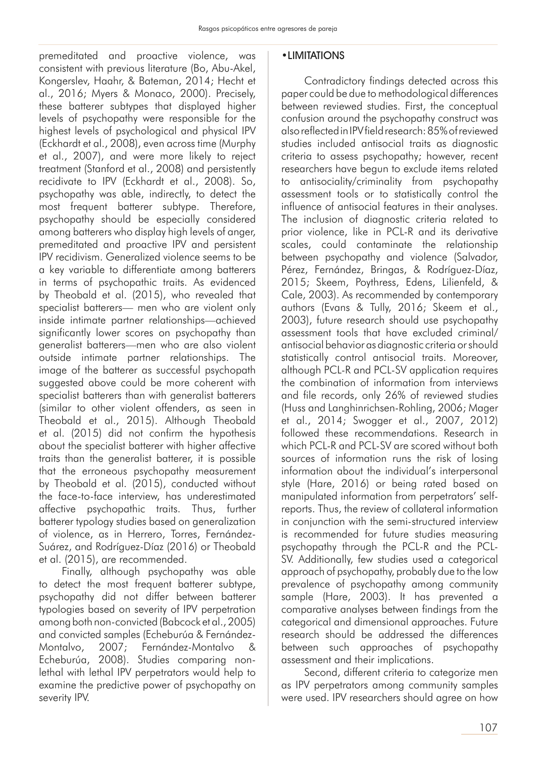premeditated and proactive violence, was consistent with previous literature (Bo, Abu-Akel, Kongerslev, Haahr, & Bateman, 2014; Hecht et al., 2016; Myers & Monaco, 2000). Precisely, these batterer subtypes that displayed higher levels of psychopathy were responsible for the highest levels of psychological and physical IPV (Eckhardt et al., 2008), even across time (Murphy et al., 2007), and were more likely to reject treatment (Stanford et al., 2008) and persistently recidivate to IPV (Eckhardt et al., 2008). So, psychopathy was able, indirectly, to detect the most frequent batterer subtype. Therefore, psychopathy should be especially considered among batterers who display high levels of anger, premeditated and proactive IPV and persistent IPV recidivism. Generalized violence seems to be a key variable to differentiate among batterers in terms of psychopathic traits. As evidenced by Theobald et al. (2015), who revealed that specialist batterers— men who are violent only inside intimate partner relationships—achieved significantly lower scores on psychopathy than generalist batterers—men who are also violent outside intimate partner relationships. The image of the batterer as successful psychopath suggested above could be more coherent with specialist batterers than with generalist batterers (similar to other violent offenders, as seen in Theobald et al., 2015). Although Theobald et al. (2015) did not confirm the hypothesis about the specialist batterer with higher affective traits than the generalist batterer, it is possible that the erroneous psychopathy measurement by Theobald et al. (2015), conducted without the face-to-face interview, has underestimated affective psychopathic traits. Thus, further batterer typology studies based on generalization of violence, as in Herrero, Torres, Fernández-Suárez, and Rodríguez-Díaz (2016) or Theobald et al. (2015), are recommended.

Finally, although psychopathy was able to detect the most frequent batterer subtype, psychopathy did not differ between batterer typologies based on severity of IPV perpetration among both non-convicted (Babcock et al., 2005) and convicted samples (Echeburúa & Fernández-Montalvo, 2007; Fernández-Montalvo & Echeburúa, 2008). Studies comparing non-lethal with lethal IPV perpetrators would help to examine the predictive power of psychopathy on severity IPV.

## • LIMITATIONS

Contradictory findings detected across this paper could be due to methodological differences between reviewed studies. First, the conceptual confusion around the psychopathy construct was also reflected in IPV field research: 85% of reviewed studies included antisocial traits as diagnostic criteria to assess psychopathy; however, recent researchers have begun to exclude items related to antisociality/criminality from psychopathy assessment tools or to statistically control the influence of antisocial features in their analyses. The inclusion of diagnostic criteria related to prior violence, like in PCL-R and its derivative scales, could contaminate the relationship between psychopathy and violence (Salvador, Pérez, Fernández, Bringas, & Rodríguez-Díaz, 2015; Skeem, Poythress, Edens, Lilienfeld, & Cale, 2003). As recommended by contemporary authors (Evans & Tully, 2016; Skeem et al., 2003), future research should use psychopathy assessment tools that have excluded criminal/antisocial behavior as diagnostic criteria or should statistically control antisocial traits. Moreover, although PCL-R and PCL-SV application requires the combination of information from interviews and file records, only 26% of reviewed studies (Huss and Langhinrichsen-Rohling, 2006; Mager et al., 2014; Swogger et al., 2007, 2012) followed these recommendations. Research in which PCL-R and PCL-SV are scored without both sources of information runs the risk of losing information about the individual's interpersonal style (Hare, 2016) or being rated based on manipulated information from perpetrators' self-reports. Thus, the review of collateral information in conjunction with the semi-structured interview is recommended for future studies measuring psychopathy through the PCL-R and the PCL-SV. Additionally, few studies used a categorical approach of psychopathy, probably due to the low prevalence of psychopathy among community sample (Hare, 2003). It has prevented a comparative analyses between findings from the categorical and dimensional approaches. Future research should be addressed the differences between such approaches of psychopathy assessment and their implications.

Second, different criteria to categorize men as IPV perpetrators among community samples were used. IPV researchers should agree on how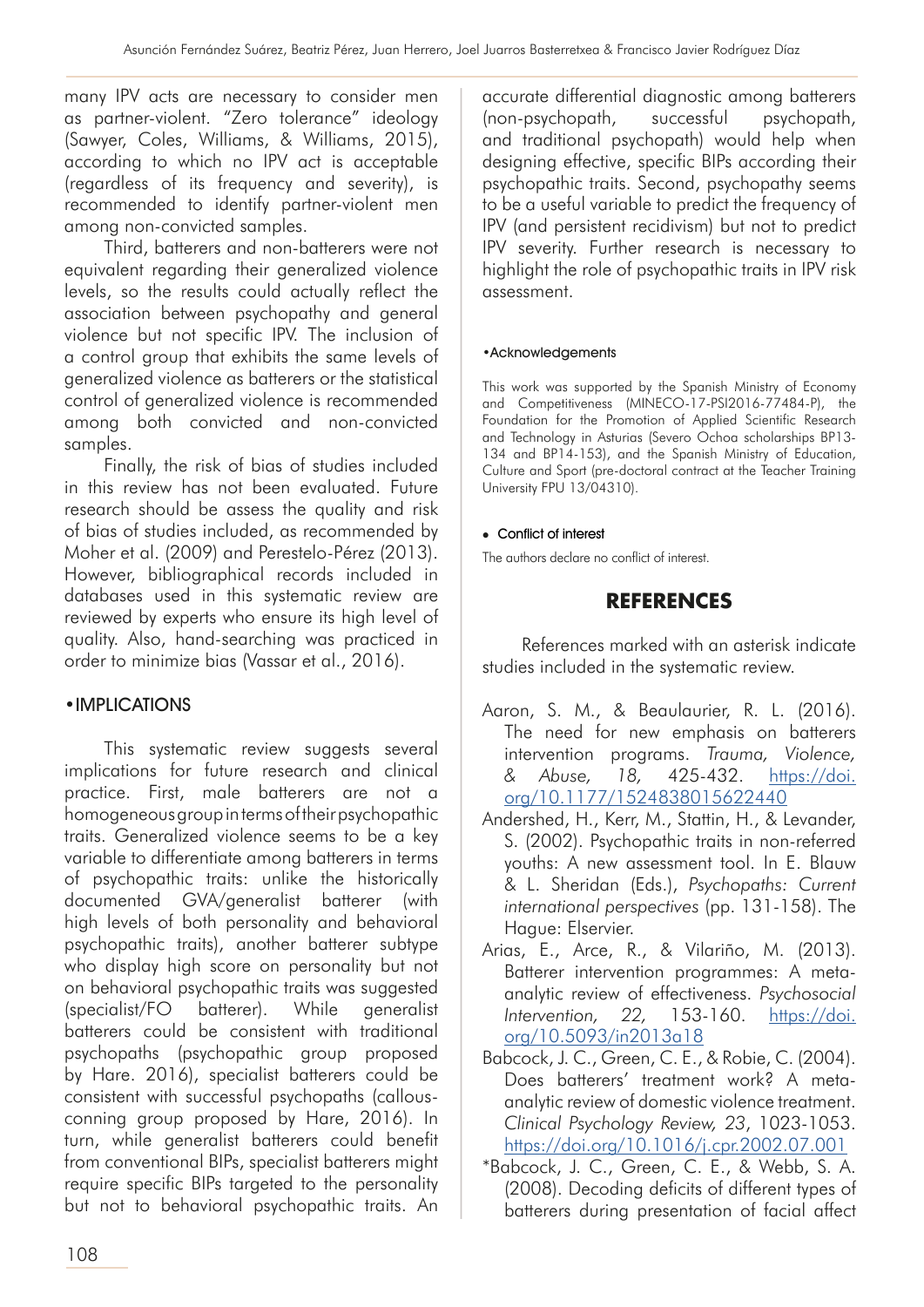many IPV acts are necessary to consider men as partner-violent. "Zero tolerance" ideology (Sawyer, Coles, Williams, & Williams, 2015), according to which no IPV act is acceptable (regardless of its frequency and severity), is recommended to identify partner-violent men among non-convicted samples.

Third, batterers and non-batterers were not equivalent regarding their generalized violence levels, so the results could actually reflect the association between psychopathy and general violence but not specific IPV. The inclusion of a control group that exhibits the same levels of generalized violence as batterers or the statistical control of generalized violence is recommended among both convicted and non-convicted samples.

Finally, the risk of bias of studies included in this review has not been evaluated. Future research should be assess the quality and risk of bias of studies included, as recommended by Moher et al. (2009) and Perestelo-Pérez (2013). However, bibliographical records included in databases used in this systematic review are reviewed by experts who ensure its high level of quality. Also, hand-searching was practiced in order to minimize bias (Vassar et al., 2016).

## •IMPLICATIONS

This systematic review suggests several implications for future research and clinical practice. First, male batterers are not a homogeneous group in terms of their psychopathic traits. Generalized violence seems to be a key variable to differentiate among batterers in terms of psychopathic traits: unlike the historically documented GVA/generalist batterer (with high levels of both personality and behavioral psychopathic traits), another batterer subtype who display high score on personality but not on behavioral psychopathic traits was suggested (specialist/FO batterer). While generalist batterers could be consistent with traditional psychopaths (psychopathic group proposed by Hare. 2016), specialist batterers could be consistent with successful psychopaths (callous-conning group proposed by Hare, 2016). In turn, while generalist batterers could benefit from conventional BIPs, specialist batterers might require specific BIPs targeted to the personality but not to behavioral psychopathic traits. An accurate differential diagnostic among batterers (non-psychopath, successful psychopath, and traditional psychopath) would help when designing effective, specific BIPs according their psychopathic traits. Second, psychopathy seems to be a useful variable to predict the frequency of IPV (and persistent recidivism) but not to predict IPV severity. Further research is necessary to highlight the role of psychopathic traits in IPV risk assessment.

### •Acknowledgements

This work was supported by the Spanish Ministry of Economy and Competitiveness (MINECO-17-PSI2016-77484-P), the Foundation for the Promotion of Applied Scientific Research and Technology in Asturias (Severo Ochoa scholarships BP13-134 and BP14-153), and the Spanish Ministry of Education, Culture and Sport (pre-doctoral contract at the Teacher Training University FPU 13/04310).

### • Conflict of interest

The authors declare no conflict of interest.

## REFERENCES

References marked with an asterisk indicate studies included in the systematic review.

Aaron, S. M., & Beaulaurier, R. L. (2016). The need for new emphasis on batterers intervention programs. *Trauma, Violence, & Abuse, 18,* 425-432. https://doi.org/10.1177/1524838015622440

Andershed, H., Kerr, M., Stattin, H., & Levander, S. (2002). Psychopathic traits in non-referred youths: A new assessment tool. In E. Blauw & L. Sheridan (Eds.), *Psychopaths: Current international perspectives* (pp. 131-158). The Hague: Elservier.

Arias, E., Arce, R., & Vilariño, M. (2013). Batterer intervention programmes: A meta-analytic review of effectiveness. *Psychosocial Intervention, 22,* 153-160. https://doi.org/10.5093/in2013a18

Babcock, J. C., Green, C. E., & Robie, C. (2004). Does batterers' treatment work? A meta-analytic review of domestic violence treatment. *Clinical Psychology Review, 23*, 1023-1053. https://doi.org/10.1016/j.cpr.2002.07.001

*Babcock, J. C., Green, C. E., & Webb, S. A. (2008). Decoding deficits of different types of batterers during presentation of facial affect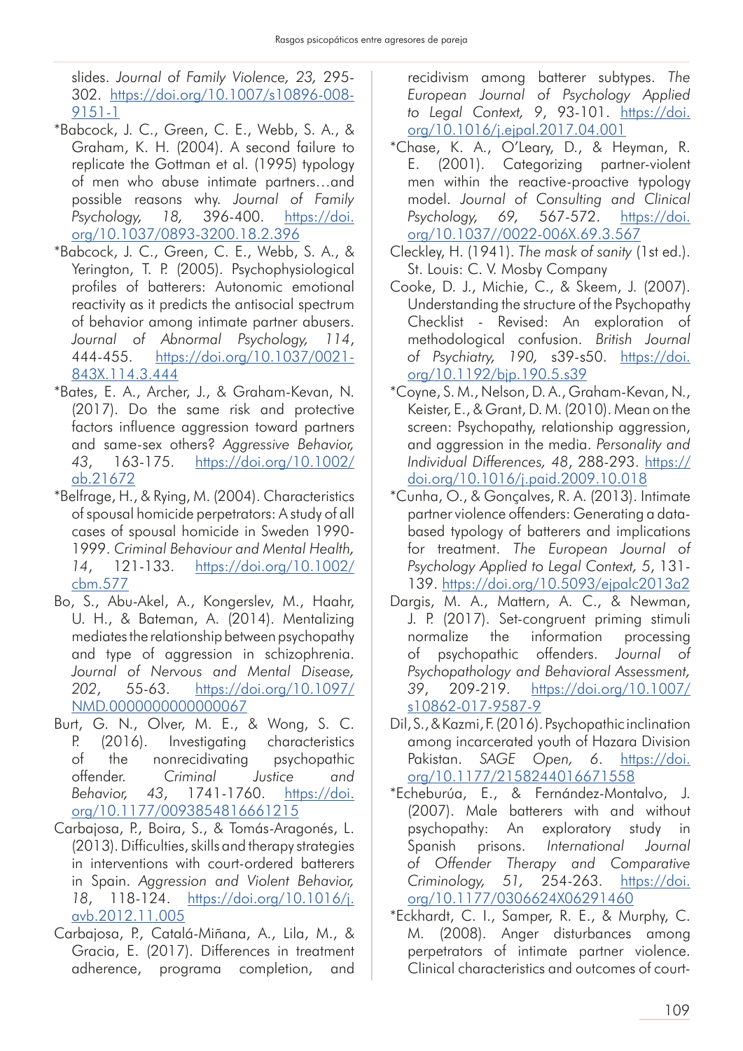slides. *Journal of Family Violence, 23,* 295-302. https://doi.org/10.1007/s10896-008-9151-1

*Babcock, J. C., Green, C. E., Webb, S. A., & Graham, K. H. (2004). A second failure to replicate the Gottman et al. (1995) typology of men who abuse intimate partners…and possible reasons why. *Journal of Family Psychology, 18,* 396-400. https://doi.org/10.1037/0893-3200.18.2.396

*Babcock, J. C., Green, C. E., Webb, S. A., & Yerington, T. P. (2005). Psychophysiological profiles of batterers: Autonomic emotional reactivity as it predicts the antisocial spectrum of behavior among intimate partner abusers. *Journal of Abnormal Psychology, 114*, 444-455. https://doi.org/10.1037/0021-843X.114.3.444

*Bates, E. A., Archer, J., & Graham-Kevan, N. (2017). Do the same risk and protective factors influence aggression toward partners and same-sex others? *Aggressive Behavior, 43*, 163-175. https://doi.org/10.1002/ab.21672

*Belfrage, H., & Rying, M. (2004). Characteristics of spousal homicide perpetrators: A study of all cases of spousal homicide in Sweden 1990-1999. *Criminal Behaviour and Mental Health, 14*, 121-133. https://doi.org/10.1002/cbm.577

Bo, S., Abu-Akel, A., Kongerslev, M., Haahr, U. H., & Bateman, A. (2014). Mentalizing mediates the relationship between psychopathy and type of aggression in schizophrenia. *Journal of Nervous and Mental Disease, 202*, 55-63. https://doi.org/10.1097/NMD.0000000000000067

Burt, G. N., Olver, M. E., & Wong, S. C. P. (2016). Investigating characteristics of the nonrecidivating psychopathic offender. *Criminal Justice and Behavior, 43*, 1741-1760. https://doi.org/10.1177/0093854816661215

Carbajosa, P., Boira, S., & Tomás-Aragonés, L. (2013). Difficulties, skills and therapy strategies in interventions with court-ordered batterers in Spain. *Aggression and Violent Behavior, 18*, 118-124. https://doi.org/10.1016/j.avb.2012.11.005

Carbajosa, P., Catalá-Miñana, A., Lila, M., & Gracia, E. (2017). Differences in treatment adherence, programa completion, and recidivism among batterer subtypes. *The European Journal of Psychology Applied to Legal Context, 9*, 93-101. https://doi.org/10.1016/j.ejpal.2017.04.001

*Chase, K. A., O'Leary, D., & Heyman, R. E. (2001). Categorizing partner-violent men within the reactive-proactive typology model. *Journal of Consulting and Clinical Psychology, 69,* 567-572. https://doi.org/10.1037//0022-006X.69.3.567

Cleckley, H. (1941). *The mask of sanity* (1st ed.). St. Louis: C. V. Mosby Company

Cooke, D. J., Michie, C., & Skeem, J. (2007). Understanding the structure of the Psychopathy Checklist - Revised: An exploration of methodological confusion. *British Journal of Psychiatry, 190,* s39-s50. https://doi.org/10.1192/bjp.190.5.s39

*Coyne, S. M., Nelson, D. A., Graham-Kevan, N., Keister, E., & Grant, D. M. (2010). Mean on the screen: Psychopathy, relationship aggression, and aggression in the media. *Personality and Individual Differences, 48*, 288-293. https://doi.org/10.1016/j.paid.2009.10.018

*Cunha, O., & Gonçalves, R. A. (2013). Intimate partner violence offenders: Generating a data-based typology of batterers and implications for treatment. *The European Journal of Psychology Applied to Legal Context, 5*, 131-139. https://doi.org/10.5093/ejpalc2013a2

Dargis, M. A., Mattern, A. C., & Newman, J. P. (2017). Set-congruent priming stimuli normalize the information processing of psychopathic offenders. *Journal of Psychopathology and Behavioral Assessment, 39*, 209-219. https://doi.org/10.1007/s10862-017-9587-9

Dil, S., & Kazmi, F. (2016). Psychopathic inclination among incarcerated youth of Hazara Division Pakistan. *SAGE Open, 6*. https://doi.org/10.1177/2158244016671558

*Echeburúa, E., & Fernández-Montalvo, J. (2007). Male batterers with and without psychopathy: An exploratory study in Spanish prisons. *International Journal of Offender Therapy and Comparative Criminology, 51*, 254-263. https://doi.org/10.1177/0306624X06291460

*Eckhardt, C. I., Samper, R. E., & Murphy, C. M. (2008). Anger disturbances among perpetrators of intimate partner violence. Clinical characteristics and outcomes of court-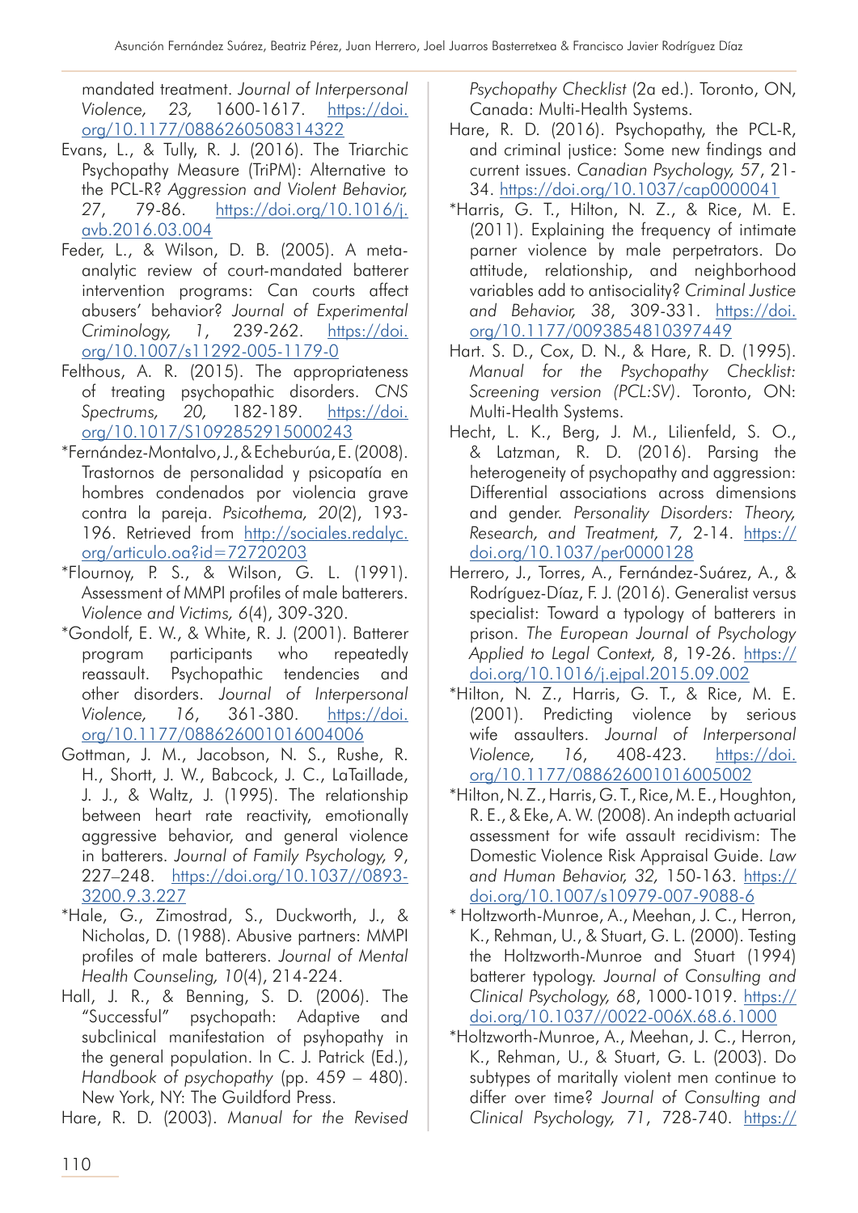mandated treatment. *Journal of Interpersonal Violence, 23,* 1600-1617. https://doi.org/10.1177/0886260508314322

Evans, L., & Tully, R. J. (2016). The Triarchic Psychopathy Measure (TriPM): Alternative to the PCL-R? *Aggression and Violent Behavior, 27,* 79-86. https://doi.org/10.1016/j.avb.2016.03.004

Feder, L., & Wilson, D. B. (2005). A meta-analytic review of court-mandated batterer intervention programs: Can courts affect abusers' behavior? *Journal of Experimental Criminology, 1*, 239-262. https://doi.org/10.1007/s11292-005-1179-0

Felthous, A. R. (2015). The appropriateness of treating psychopathic disorders. *CNS Spectrums, 20,* 182-189. https://doi.org/10.1017/S1092852915000243

*Fernández-Montalvo, J., & Echeburúa, E. (2008). Trastornos de personalidad y psicopatía en hombres condenados por violencia grave contra la pareja. *Psicothema, 20*(2), 193-196. Retrieved from http://sociales.redalyc.org/articulo.oa?id=72720203

*Flournoy, P. S., & Wilson, G. L. (1991). Assessment of MMPI profiles of male batterers. *Violence and Victims, 6*(4), 309-320.

*Gondolf, E. W., & White, R. J. (2001). Batterer program participants who repeatedly reassault. Psychopathic tendencies and other disorders. *Journal of Interpersonal Violence, 16*, 361-380. https://doi.org/10.1177/088626001016004006

Gottman, J. M., Jacobson, N. S., Rushe, R. H., Shortt, J. W., Babcock, J. C., LaTaillade, J. J., & Waltz, J. (1995). The relationship between heart rate reactivity, emotionally aggressive behavior, and general violence in batterers. *Journal of Family Psychology, 9*, 227–248. https://doi.org/10.1037//0893-3200.9.3.227

*Hale, G., Zimostrad, S., Duckworth, J., & Nicholas, D. (1988). Abusive partners: MMPI profiles of male batterers. *Journal of Mental Health Counseling, 10*(4), 214-224.

Hall, J. R., & Benning, S. D. (2006). The "Successful" psychopath: Adaptive and subclinical manifestation of psyhopathy in the general population. In C. J. Patrick (Ed.), *Handbook of psychopathy* (pp. 459 – 480). New York, NY: The Guildford Press.

Hare, R. D. (2003). *Manual for the Revised Psychopathy Checklist* (2a ed.). Toronto, ON, Canada: Multi-Health Systems.

Hare, R. D. (2016). Psychopathy, the PCL-R, and criminal justice: Some new findings and current issues. *Canadian Psychology, 57*, 21-34. https://doi.org/10.1037/cap0000041

*Harris, G. T., Hilton, N. Z., & Rice, M. E. (2011). Explaining the frequency of intimate parner violence by male perpetrators. Do attitude, relationship, and neighborhood variables add to antisociality? *Criminal Justice and Behavior, 38*, 309-331. https://doi.org/10.1177/0093854810397449

Hart. S. D., Cox, D. N., & Hare, R. D. (1995). *Manual for the Psychopathy Checklist: Screening version (PCL:SV)*. Toronto, ON: Multi-Health Systems.

Hecht, L. K., Berg, J. M., Lilienfeld, S. O., & Latzman, R. D. (2016). Parsing the heterogeneity of psychopathy and aggression: Differential associations across dimensions and gender. *Personality Disorders: Theory, Research, and Treatment, 7,* 2-14. https://doi.org/10.1037/per0000128

Herrero, J., Torres, A., Fernández-Suárez, A., & Rodríguez-Díaz, F. J. (2016). Generalist versus specialist: Toward a typology of batterers in prison. *The European Journal of Psychology Applied to Legal Context, 8*, 19-26. https://doi.org/10.1016/j.ejpal.2015.09.002

*Hilton, N. Z., Harris, G. T., & Rice, M. E. (2001). Predicting violence by serious wife assaulters. *Journal of Interpersonal Violence, 16*, 408-423. https://doi.org/10.1177/088626001016005002

*Hilton, N. Z., Harris, G. T., Rice, M. E., Houghton, R. E., & Eke, A. W. (2008). An indepth actuarial assessment for wife assault recidivism: The Domestic Violence Risk Appraisal Guide. *Law and Human Behavior, 32,* 150-163. https://doi.org/10.1007/s10979-007-9088-6

* Holtzworth-Munroe, A., Meehan, J. C., Herron, K., Rehman, U., & Stuart, G. L. (2000). Testing the Holtzworth-Munroe and Stuart (1994) batterer typology. *Journal of Consulting and Clinical Psychology, 68*, 1000-1019. https://doi.org/10.1037//0022-006X.68.6.1000

*Holtzworth-Munroe, A., Meehan, J. C., Herron, K., Rehman, U., & Stuart, G. L. (2003). Do subtypes of maritally violent men continue to differ over time? *Journal of Consulting and Clinical Psychology, 71*, 728-740. https://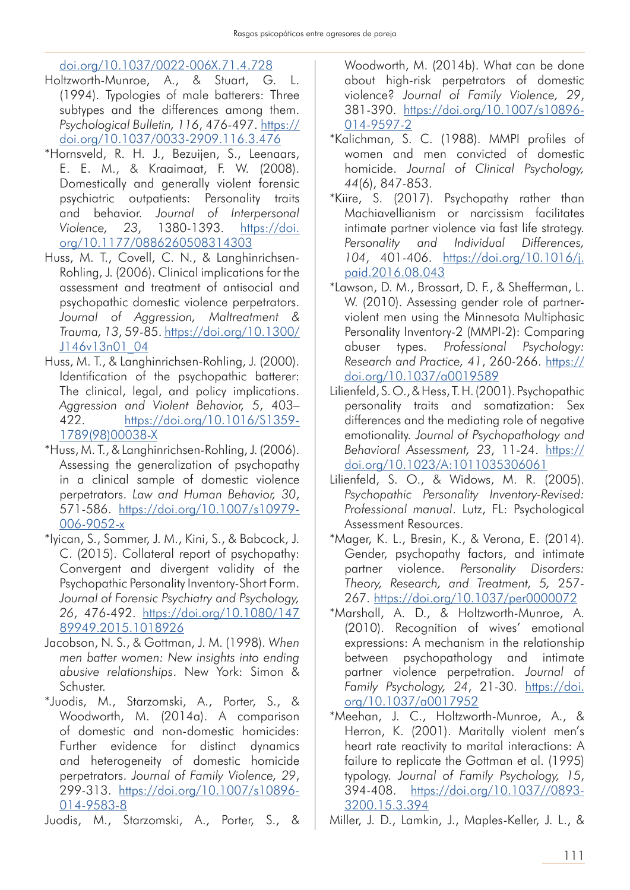doi.org/10.1037/0022-006X.71.4.728

Holtzworth-Munroe, A., & Stuart, G. L. (1994). Typologies of male batterers: Three subtypes and the differences among them. *Psychological Bulletin, 116*, 476-497. https://doi.org/10.1037/0033-2909.116.3.476

*Hornsveld, R. H. J., Bezuijen, S., Leenaars, E. E. M., & Kraaimaat, F. W. (2008). Domestically and generally violent forensic psychiatric outpatients: Personality traits and behavior. *Journal of Interpersonal Violence, 23*, 1380-1393. https://doi.org/10.1177/0886260508314303

Huss, M. T., Covell, C. N., & Langhinrichsen-Rohling, J. (2006). Clinical implications for the assessment and treatment of antisocial and psychopathic domestic violence perpetrators. *Journal of Aggression, Maltreatment & Trauma, 13*, 59-85. https://doi.org/10.1300/J146v13n01_04

Huss, M. T., & Langhinrichsen-Rohling, J. (2000). Identification of the psychopathic batterer: The clinical, legal, and policy implications. *Aggression and Violent Behavior, 5*, 403–422. https://doi.org/10.1016/S1359-1789(98)00038-X

*Huss, M. T., & Langhinrichsen-Rohling, J. (2006). Assessing the generalization of psychopathy in a clinical sample of domestic violence perpetrators. *Law and Human Behavior, 30*, 571-586. https://doi.org/10.1007/s10979-006-9052-x

*Iyican, S., Sommer, J. M., Kini, S., & Babcock, J. C. (2015). Collateral report of psychopathy: Convergent and divergent validity of the Psychopathic Personality Inventory-Short Form. *Journal of Forensic Psychiatry and Psychology, 26*, 476-492. https://doi.org/10.1080/14789949.2015.1018926

Jacobson, N. S., & Gottman, J. M. (1998). *When men batter women: New insights into ending abusive relationships*. New York: Simon & Schuster.

*Juodis, M., Starzomski, A., Porter, S., & Woodworth, M. (2014a). A comparison of domestic and non-domestic homicides: Further evidence for distinct dynamics and heterogeneity of domestic homicide perpetrators. *Journal of Family Violence, 29*, 299-313. https://doi.org/10.1007/s10896-014-9583-8

Juodis, M., Starzomski, A., Porter, S., & Woodworth, M. (2014b). What can be done about high-risk perpetrators of domestic violence? *Journal of Family Violence, 29*, 381-390. https://doi.org/10.1007/s10896-014-9597-2

*Kalichman, S. C. (1988). MMPI profiles of women and men convicted of domestic homicide. *Journal of Clinical Psychology, 44*(6), 847-853.

*Kiire, S. (2017). Psychopathy rather than Machiavellianism or narcissism facilitates intimate partner violence via fast life strategy. *Personality and Individual Differences, 104*, 401-406. https://doi.org/10.1016/j.paid.2016.08.043

*Lawson, D. M., Brossart, D. F., & Shefferman, L. W. (2010). Assessing gender role of partner-violent men using the Minnesota Multiphasic Personality Inventory-2 (MMPI-2): Comparing abuser types. *Professional Psychology: Research and Practice, 41*, 260-266. https://doi.org/10.1037/a0019589

Lilienfeld, S. O., & Hess, T. H. (2001). Psychopathic personality traits and somatization: Sex differences and the mediating role of negative emotionality. *Journal of Psychopathology and Behavioral Assessment, 23*, 11-24. https://doi.org/10.1023/A:1011035306061

Lilienfeld, S. O., & Widows, M. R. (2005). *Psychopathic Personality Inventory-Revised: Professional manual*. Lutz, FL: Psychological Assessment Resources.

*Mager, K. L., Bresin, K., & Verona, E. (2014). Gender, psychopathy factors, and intimate partner violence. *Personality Disorders: Theory, Research, and Treatment, 5*, 257-267. https://doi.org/10.1037/per0000072

*Marshall, A. D., & Holtzworth-Munroe, A. (2010). Recognition of wives' emotional expressions: A mechanism in the relationship between psychopathology and intimate partner violence perpetration. *Journal of Family Psychology, 24*, 21-30. https://doi.org/10.1037/a0017952

*Meehan, J. C., Holtzworth-Munroe, A., & Herron, K. (2001). Maritally violent men's heart rate reactivity to marital interactions: A failure to replicate the Gottman et al. (1995) typology. *Journal of Family Psychology, 15*, 394-408. https://doi.org/10.1037//0893-3200.15.3.394

Miller, J. D., Lamkin, J., Maples-Keller, J. L., &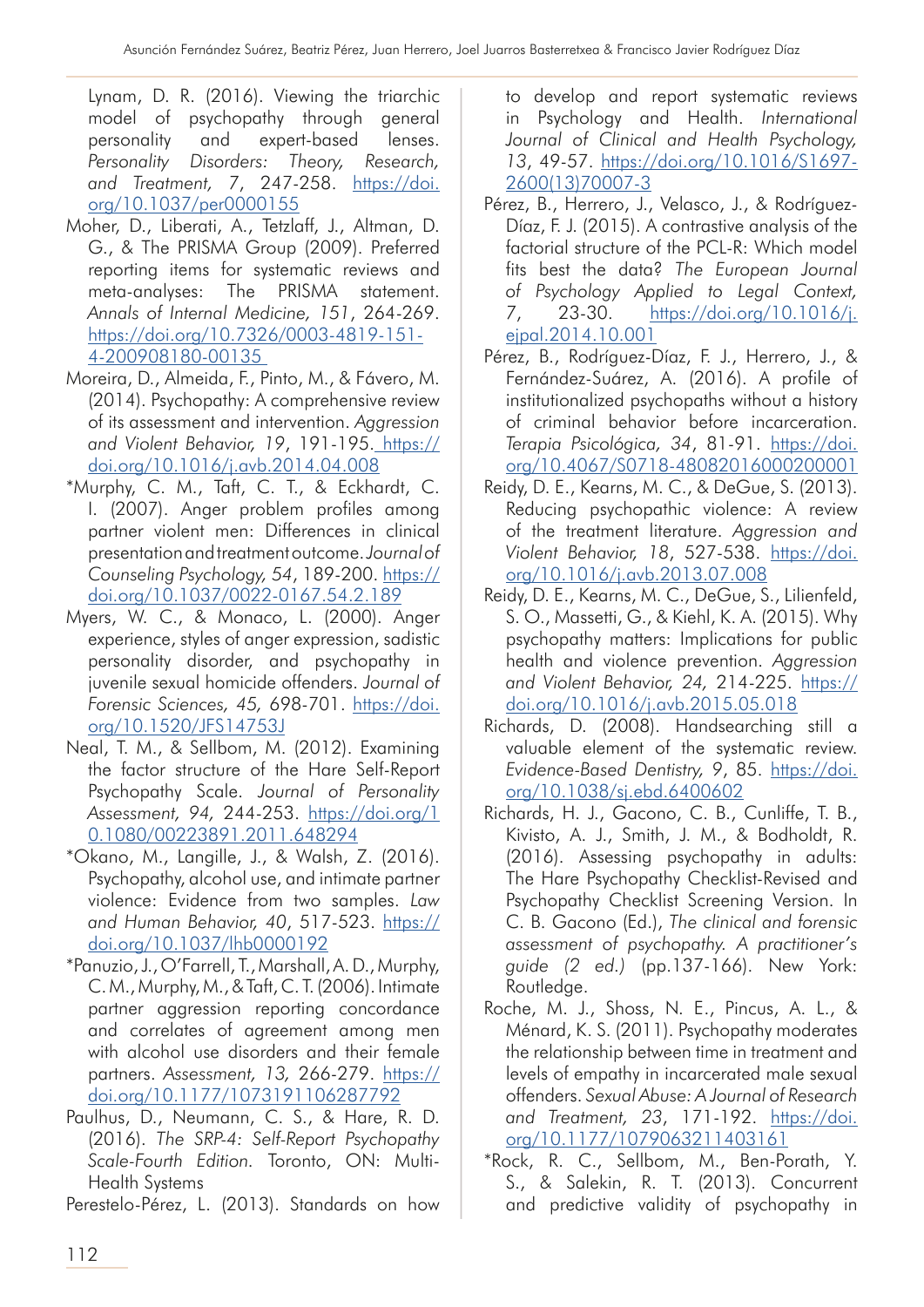Lynam, D. R. (2016). Viewing the triarchic model of psychopathy through general personality and expert-based lenses. *Personality Disorders: Theory, Research, and Treatment, 7*, 247-258. https://doi.org/10.1037/per0000155

Moher, D., Liberati, A., Tetzlaff, J., Altman, D. G., & The PRISMA Group (2009). Preferred reporting items for systematic reviews and meta-analyses: The PRISMA statement. *Annals of Internal Medicine, 151*, 264-269. https://doi.org/10.7326/0003-4819-151-4-200908180-00135

Moreira, D., Almeida, F., Pinto, M., & Fávero, M. (2014). Psychopathy: A comprehensive review of its assessment and intervention. *Aggression and Violent Behavior, 19*, 191-195. https://doi.org/10.1016/j.avb.2014.04.008

*Murphy, C. M., Taft, C. T., & Eckhardt, C. I. (2007). Anger problem profiles among partner violent men: Differences in clinical presentation and treatment outcome. *Journal of Counseling Psychology, 54*, 189-200. https://doi.org/10.1037/0022-0167.54.2.189

Myers, W. C., & Monaco, L. (2000). Anger experience, styles of anger expression, sadistic personality disorder, and psychopathy in juvenile sexual homicide offenders. *Journal of Forensic Sciences, 45,* 698-701. https://doi.org/10.1520/JFS14753J

Neal, T. M., & Sellbom, M. (2012). Examining the factor structure of the Hare Self-Report Psychopathy Scale. *Journal of Personality Assessment, 94,* 244-253. https://doi.org/10.1080/00223891.2011.648294

*Okano, M., Langille, J., & Walsh, Z. (2016). Psychopathy, alcohol use, and intimate partner violence: Evidence from two samples. *Law and Human Behavior, 40*, 517-523. https://doi.org/10.1037/lhb0000192

*Panuzio, J., O'Farrell, T., Marshall, A. D., Murphy, C. M., Murphy, M., & Taft, C. T. (2006). Intimate partner aggression reporting concordance and correlates of agreement among men with alcohol use disorders and their female partners. *Assessment, 13,* 266-279. https://doi.org/10.1177/1073191106287792

Paulhus, D., Neumann, C. S., & Hare, R. D. (2016). *The SRP-4: Self-Report Psychopathy Scale-Fourth Edition*. Toronto, ON: Multi-Health Systems

Perestelo-Pérez, L. (2013). Standards on how to develop and report systematic reviews in Psychology and Health. *International Journal of Clinical and Health Psychology, 13*, 49-57. https://doi.org/10.1016/S1697-2600(13)70007-3

Pérez, B., Herrero, J., Velasco, J., & Rodríguez-Díaz, F. J. (2015). A contrastive analysis of the factorial structure of the PCL-R: Which model fits best the data? *The European Journal of Psychology Applied to Legal Context, 7*, 23-30. https://doi.org/10.1016/j.ejpal.2014.10.001

Pérez, B., Rodríguez-Díaz, F. J., Herrero, J., & Fernández-Suárez, A. (2016). A profile of institutionalized psychopaths without a history of criminal behavior before incarceration. *Terapia Psicológica, 34*, 81-91. https://doi.org/10.4067/S0718-48082016000200001

Reidy, D. E., Kearns, M. C., & DeGue, S. (2013). Reducing psychopathic violence: A review of the treatment literature. *Aggression and Violent Behavior, 18*, 527-538. https://doi.org/10.1016/j.avb.2013.07.008

Reidy, D. E., Kearns, M. C., DeGue, S., Lilienfeld, S. O., Massetti, G., & Kiehl, K. A. (2015). Why psychopathy matters: Implications for public health and violence prevention. *Aggression and Violent Behavior, 24,* 214-225. https://doi.org/10.1016/j.avb.2015.05.018

Richards, D. (2008). Handsearching still a valuable element of the systematic review. *Evidence-Based Dentistry, 9*, 85. https://doi.org/10.1038/sj.ebd.6400602

Richards, H. J., Gacono, C. B., Cunliffe, T. B., Kivisto, A. J., Smith, J. M., & Bodholdt, R. (2016). Assessing psychopathy in adults: The Hare Psychopathy Checklist-Revised and Psychopathy Checklist Screening Version. In C. B. Gacono (Ed.), *The clinical and forensic assessment of psychopathy. A practitioner's guide (2 ed.)* (pp.137-166). New York: Routledge.

Roche, M. J., Shoss, N. E., Pincus, A. L., & Ménard, K. S. (2011). Psychopathy moderates the relationship between time in treatment and levels of empathy in incarcerated male sexual offenders. *Sexual Abuse: A Journal of Research and Treatment, 23*, 171-192. https://doi.org/10.1177/1079063211403161

*Rock, R. C., Sellbom, M., Ben-Porath, Y. S., & Salekin, R. T. (2013). Concurrent and predictive validity of psychopathy in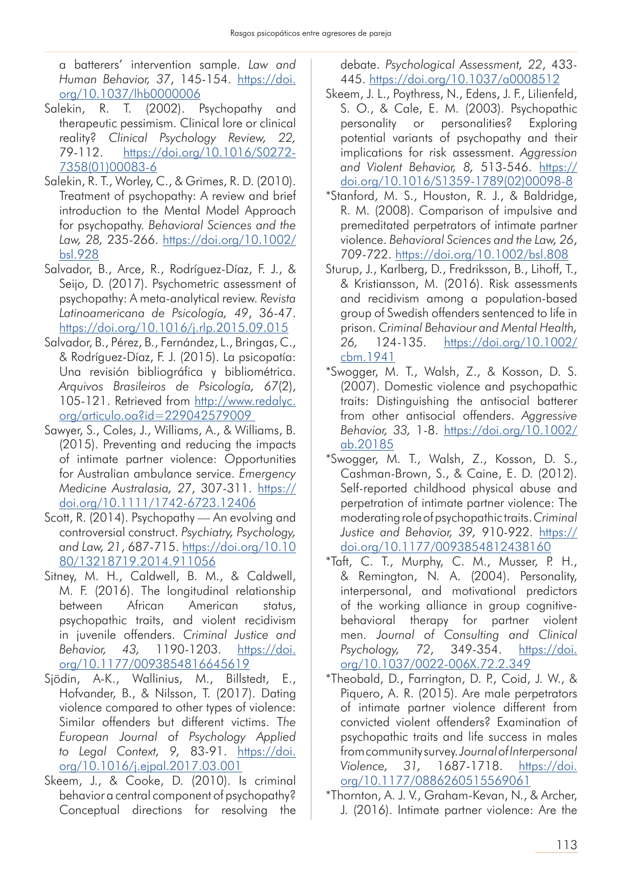a batterers' intervention sample. *Law and Human Behavior, 37*, 145-154. https://doi.org/10.1037/lhb0000006

Salekin, R. T. (2002). Psychopathy and therapeutic pessimism. Clinical lore or clinical reality? *Clinical Psychology Review, 22*, 79-112. https://doi.org/10.1016/S0272-7358(01)00083-6

Salekin, R. T., Worley, C., & Grimes, R. D. (2010). Treatment of psychopathy: A review and brief introduction to the Mental Model Approach for psychopathy. *Behavioral Sciences and the Law, 28*, 235-266. https://doi.org/10.1002/bsl.928

Salvador, B., Arce, R., Rodríguez-Díaz, F. J., & Seijo, D. (2017). Psychometric assessment of psychopathy: A meta-analytical review. *Revista Latinoamericana de Psicología, 49*, 36-47. https://doi.org/10.1016/j.rlp.2015.09.015

Salvador, B., Pérez, B., Fernández, L., Bringas, C., & Rodríguez-Díaz, F. J. (2015). La psicopatía: Una revisión bibliográfica y bibliométrica. *Arquivos Brasileiros de Psicologia, 67*(2), 105-121. Retrieved from http://www.redalyc.org/articulo.oa?id=229042579009

Sawyer, S., Coles, J., Williams, A., & Williams, B. (2015). Preventing and reducing the impacts of intimate partner violence: Opportunities for Australian ambulance service. *Emergency Medicine Australasia, 27*, 307-311. https://doi.org/10.1111/1742-6723.12406

Scott, R. (2014). Psychopathy — An evolving and controversial construct. *Psychiatry, Psychology, and Law, 21*, 687-715. https://doi.org/10.1080/13218719.2014.911056

Sitney, M. H., Caldwell, B. M., & Caldwell, M. F. (2016). The longitudinal relationship between African American status, psychopathic traits, and violent recidivism in juvenile offenders. *Criminal Justice and Behavior, 43*, 1190-1203. https://doi.org/10.1177/0093854816645619

Sjödin, A-K., Wallinius, M., Billstedt, E., Hofvander, B., & Nilsson, T. (2017). Dating violence compared to other types of violence: Similar offenders but different victims. *The European Journal of Psychology Applied to Legal Context, 9*, 83-91. https://doi.org/10.1016/j.ejpal.2017.03.001

Skeem, J., & Cooke, D. (2010). Is criminal behavior a central component of psychopathy? Conceptual directions for resolving the debate. *Psychological Assessment, 22*, 433-445. https://doi.org/10.1037/a0008512

Skeem, J. L., Poythress, N., Edens, J. F., Lilienfeld, S. O., & Cale, E. M. (2003). Psychopathic personality or personalities? Exploring potential variants of psychopathy and their implications for risk assessment. *Aggression and Violent Behavior, 8*, 513-546. https://doi.org/10.1016/S1359-1789(02)00098-8

*Stanford, M. S., Houston, R. J., & Baldridge, R. M. (2008). Comparison of impulsive and premeditated perpetrators of intimate partner violence. *Behavioral Sciences and the Law, 26*, 709-722. https://doi.org/10.1002/bsl.808

Sturup, J., Karlberg, D., Fredriksson, B., Lihoff, T., & Kristiansson, M. (2016). Risk assessments and recidivism among a population-based group of Swedish offenders sentenced to life in prison. *Criminal Behaviour and Mental Health, 26*, 124-135. https://doi.org/10.1002/cbm.1941

*Swogger, M. T., Walsh, Z., & Kosson, D. S. (2007). Domestic violence and psychopathic traits: Distinguishing the antisocial batterer from other antisocial offenders. *Aggressive Behavior, 33*, 1-8. https://doi.org/10.1002/ab.20185

*Swogger, M. T., Walsh, Z., Kosson, D. S., Cashman-Brown, S., & Caine, E. D. (2012). Self-reported childhood physical abuse and perpetration of intimate partner violence: The moderating role of psychopathic traits. *Criminal Justice and Behavior, 39*, 910-922. https://doi.org/10.1177/0093854812438160

*Taft, C. T., Murphy, C. M., Musser, P. H., & Remington, N. A. (2004). Personality, interpersonal, and motivational predictors of the working alliance in group cognitive-behavioral therapy for partner violent men. *Journal of Consulting and Clinical Psychology, 72*, 349-354. https://doi.org/10.1037/0022-006X.72.2.349

*Theobald, D., Farrington, D. P., Coid, J. W., & Piquero, A. R. (2015). Are male perpetrators of intimate partner violence different from convicted violent offenders? Examination of psychopathic traits and life success in males from community survey. *Journal of Interpersonal Violence, 31*, 1687-1718. https://doi.org/10.1177/0886260515569061

*Thornton, A. J. V., Graham-Kevan, N., & Archer, J. (2016). Intimate partner violence: Are the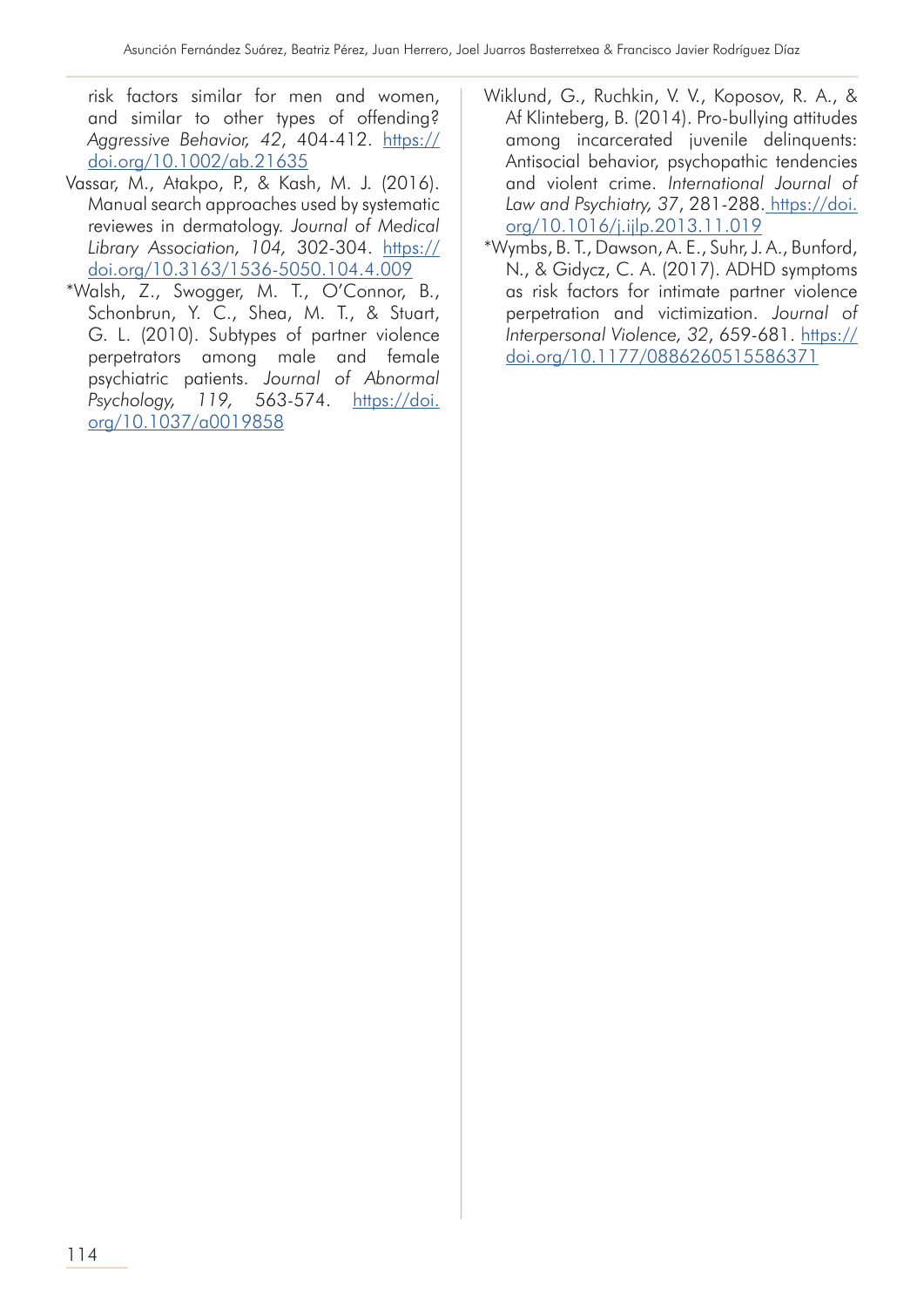risk factors similar for men and women, and similar to other types of offending? *Aggressive Behavior, 42*, 404-412. https://doi.org/10.1002/ab.21635

Vassar, M., Atakpo, P., & Kash, M. J. (2016). Manual search approaches used by systematic reviewes in dermatology. *Journal of Medical Library Association, 104*, 302-304. https://doi.org/10.3163/1536-5050.104.4.009

*Walsh, Z., Swogger, M. T., O'Connor, B., Schonbrun, Y. C., Shea, M. T., & Stuart, G. L. (2010). Subtypes of partner violence perpetrators among male and female psychiatric patients. *Journal of Abnormal Psychology, 119,* 563-574. https://doi.org/10.1037/a0019858

Wiklund, G., Ruchkin, V. V., Koposov, R. A., & Af Klinteberg, B. (2014). Pro-bullying attitudes among incarcerated juvenile delinquents: Antisocial behavior, psychopathic tendencies and violent crime. *International Journal of Law and Psychiatry, 37*, 281-288. https://doi.org/10.1016/j.ijlp.2013.11.019

*Wymbs, B. T., Dawson, A. E., Suhr, J. A., Bunford, N., & Gidycz, C. A. (2017). ADHD symptoms as risk factors for intimate partner violence perpetration and victimization. *Journal of Interpersonal Violence, 32*, 659-681. https://doi.org/10.1177/0886260515586371